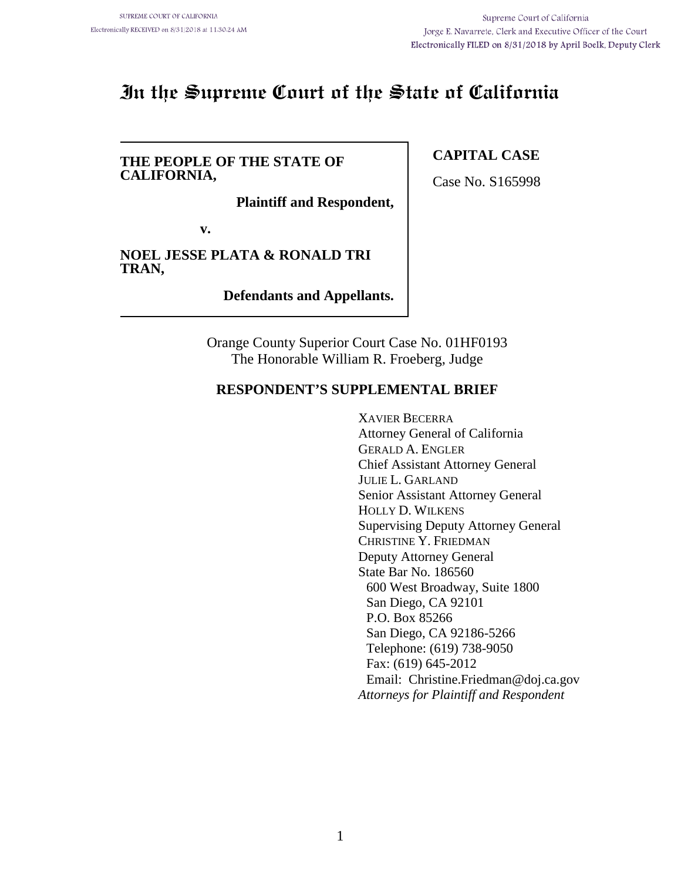SUPREME COURT OF CALIFORNIA
Electronically RECEIVED on 8/31/2018 at 11:30:24 AM

Supreme Court of California
Jorge E. Navarrete, Clerk and Executive Officer of the Court
Electronically FILED on 8/31/2018 by April Boelk, Deputy Clerk

# In the Supreme Court of the State of California

**THE PEOPLE OF THE STATE OF CALIFORNIA,**

**Plaintiff and Respondent,**

**v.**

**NOEL JESSE PLATA & RONALD TRI TRAN,**

**Defendants and Appellants.**

**CAPITAL CASE**

Case No. S165998

Orange County Superior Court Case No. 01HF0193
The Honorable William R. Froeberg, Judge

## RESPONDENT'S SUPPLEMENTAL BRIEF

XAVIER BECERRA
Attorney General of California
GERALD A. ENGLER
Chief Assistant Attorney General
JULIE L. GARLAND
Senior Assistant Attorney General
HOLLY D. WILKENS
Supervising Deputy Attorney General
CHRISTINE Y. FRIEDMAN
Deputy Attorney General
State Bar No. 186560
600 West Broadway, Suite 1800
San Diego, CA 92101
P.O. Box 85266
San Diego, CA 92186-5266
Telephone: (619) 738-9050
Fax: (619) 645-2012
Email: Christine.Friedman@doj.ca.gov
*Attorneys for Plaintiff and Respondent*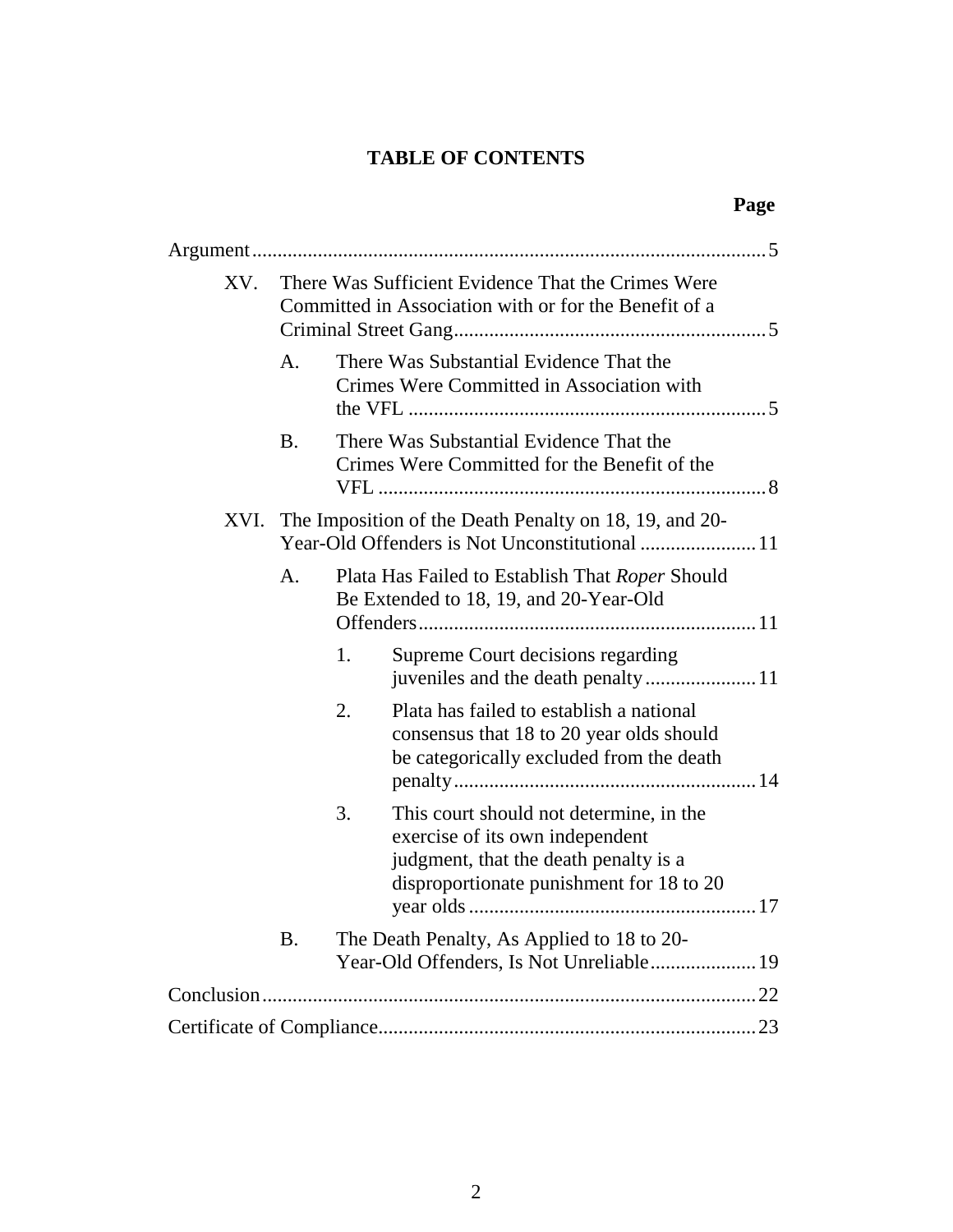# TABLE OF CONTENTS

| | Page |
|---|---|
| Argument | 5 |
| XV. There Was Sufficient Evidence That the Crimes Were Committed in Association with or for the Benefit of a Criminal Street Gang | 5 |
| A. There Was Substantial Evidence That the Crimes Were Committed in Association with the VFL | 5 |
| B. There Was Substantial Evidence That the Crimes Were Committed for the Benefit of the VFL | 8 |
| XVI. The Imposition of the Death Penalty on 18, 19, and 20-Year-Old Offenders is Not Unconstitutional | 11 |
| A. Plata Has Failed to Establish That *Roper* Should Be Extended to 18, 19, and 20-Year-Old Offenders | 11 |
| 1. Supreme Court decisions regarding juveniles and the death penalty | 11 |
| 2. Plata has failed to establish a national consensus that 18 to 20 year olds should be categorically excluded from the death penalty | 14 |
| 3. This court should not determine, in the exercise of its own independent judgment, that the death penalty is a disproportionate punishment for 18 to 20 year olds | 17 |
| B. The Death Penalty, As Applied to 18 to 20-Year-Old Offenders, Is Not Unreliable | 19 |
| Conclusion | 22 |
| Certificate of Compliance | 23 |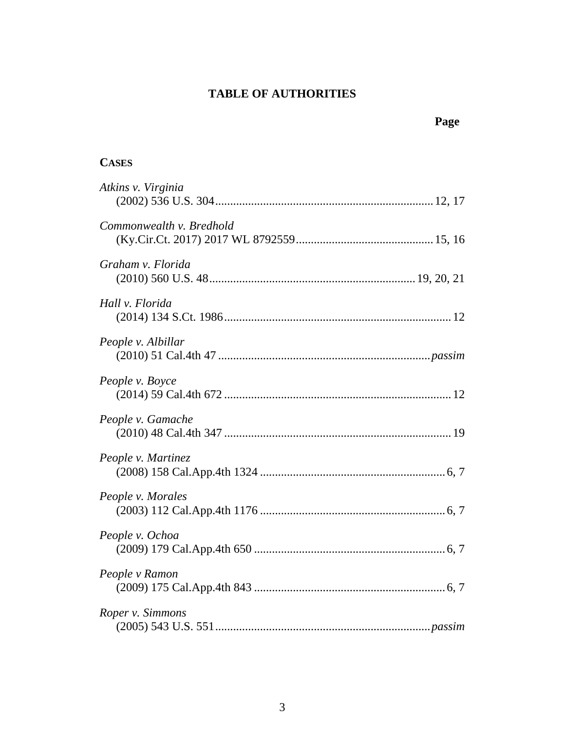# TABLE OF AUTHORITIES

**Page**

**CASES**

*Atkins v. Virginia*
(2002) 536 U.S. 304........................................................................12, 17

*Commonwealth v. Bredhold*
(Ky.Cir.Ct. 2017) 2017 WL 8792559.............................................15, 16

*Graham v. Florida*
(2010) 560 U.S. 48...................................................................19, 20, 21

*Hall v. Florida*
(2014) 134 S.Ct. 1986...........................................................................12

*People v. Albillar*
(2010) 51 Cal.4th 47 ......................................................................*passim*

*People v. Boyce*
(2014) 59 Cal.4th 672 ...........................................................................12

*People v. Gamache*
(2010) 48 Cal.4th 347 ...........................................................................19

*People v. Martinez*
(2008) 158 Cal.App.4th 1324 .............................................................6, 7

*People v. Morales*
(2003) 112 Cal.App.4th 1176 .............................................................6, 7

*People v. Ochoa*
(2009) 179 Cal.App.4th 650 ...............................................................6, 7

*People v Ramon*
(2009) 175 Cal.App.4th 843 ...............................................................6, 7

*Roper v. Simmons*
(2005) 543 U.S. 551.......................................................................*passim*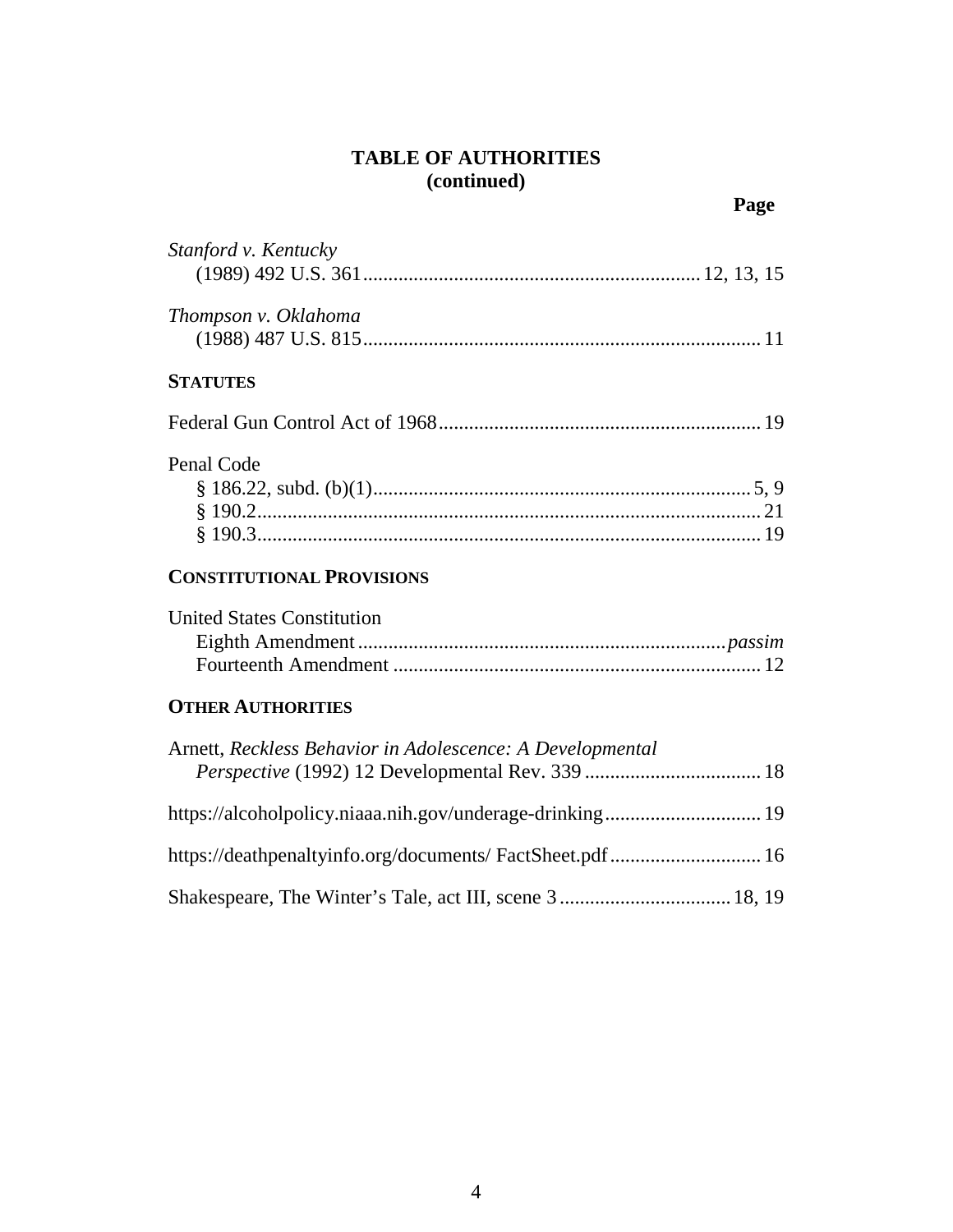## TABLE OF AUTHORITIES
## (continued)

**Page**

*Stanford v. Kentucky*
(1989) 492 U.S. 361 ........ 12, 13, 15

*Thompson v. Oklahoma*
(1988) 487 U.S. 815 ........ 11

### STATUTES

Federal Gun Control Act of 1968 ........ 19

Penal Code
§ 186.22, subd. (b)(1) ........ 5, 9
§ 190.2 ........ 21
§ 190.3 ........ 19

### CONSTITUTIONAL PROVISIONS

United States Constitution
Eighth Amendment ........ *passim*
Fourteenth Amendment ........ 12

### OTHER AUTHORITIES

Arnett, *Reckless Behavior in Adolescence: A Developmental Perspective* (1992) 12 Developmental Rev. 339 ........ 18

https://alcoholpolicy.niaaa.nih.gov/underage-drinking ........ 19

https://deathpenaltyinfo.org/documents/ FactSheet.pdf ........ 16

Shakespeare, The Winter's Tale, act III, scene 3 ........ 18, 19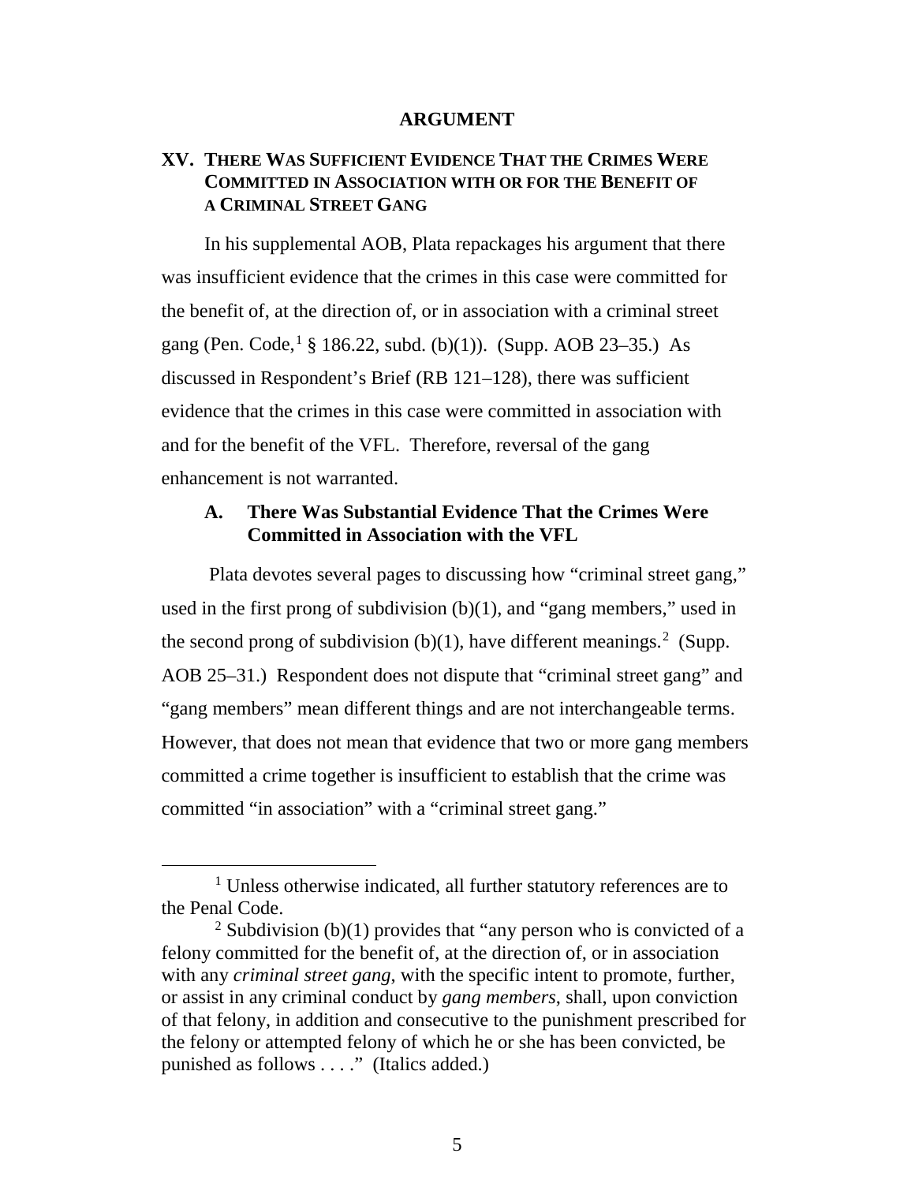# ARGUMENT

## XV. There Was Sufficient Evidence That the Crimes Were Committed in Association with or for the Benefit of a Criminal Street Gang

In his supplemental AOB, Plata repackages his argument that there was insufficient evidence that the crimes in this case were committed for the benefit of, at the direction of, or in association with a criminal street gang (Pen. Code,[1] § 186.22, subd. (b)(1)). (Supp. AOB 23–35.) As discussed in Respondent's Brief (RB 121–128), there was sufficient evidence that the crimes in this case were committed in association with and for the benefit of the VFL. Therefore, reversal of the gang enhancement is not warranted.

### A. There Was Substantial Evidence That the Crimes Were Committed in Association with the VFL

Plata devotes several pages to discussing how "criminal street gang," used in the first prong of subdivision (b)(1), and "gang members," used in the second prong of subdivision (b)(1), have different meanings.[2] (Supp. AOB 25–31.) Respondent does not dispute that "criminal street gang" and "gang members" mean different things and are not interchangeable terms. However, that does not mean that evidence that two or more gang members committed a crime together is insufficient to establish that the crime was committed "in association" with a "criminal street gang."

---

[1] Unless otherwise indicated, all further statutory references are to the Penal Code.

[2] Subdivision (b)(1) provides that "any person who is convicted of a felony committed for the benefit of, at the direction of, or in association with any *criminal street gang*, with the specific intent to promote, further, or assist in any criminal conduct by *gang members*, shall, upon conviction of that felony, in addition and consecutive to the punishment prescribed for the felony or attempted felony of which he or she has been convicted, be punished as follows . . . ." (Italics added.)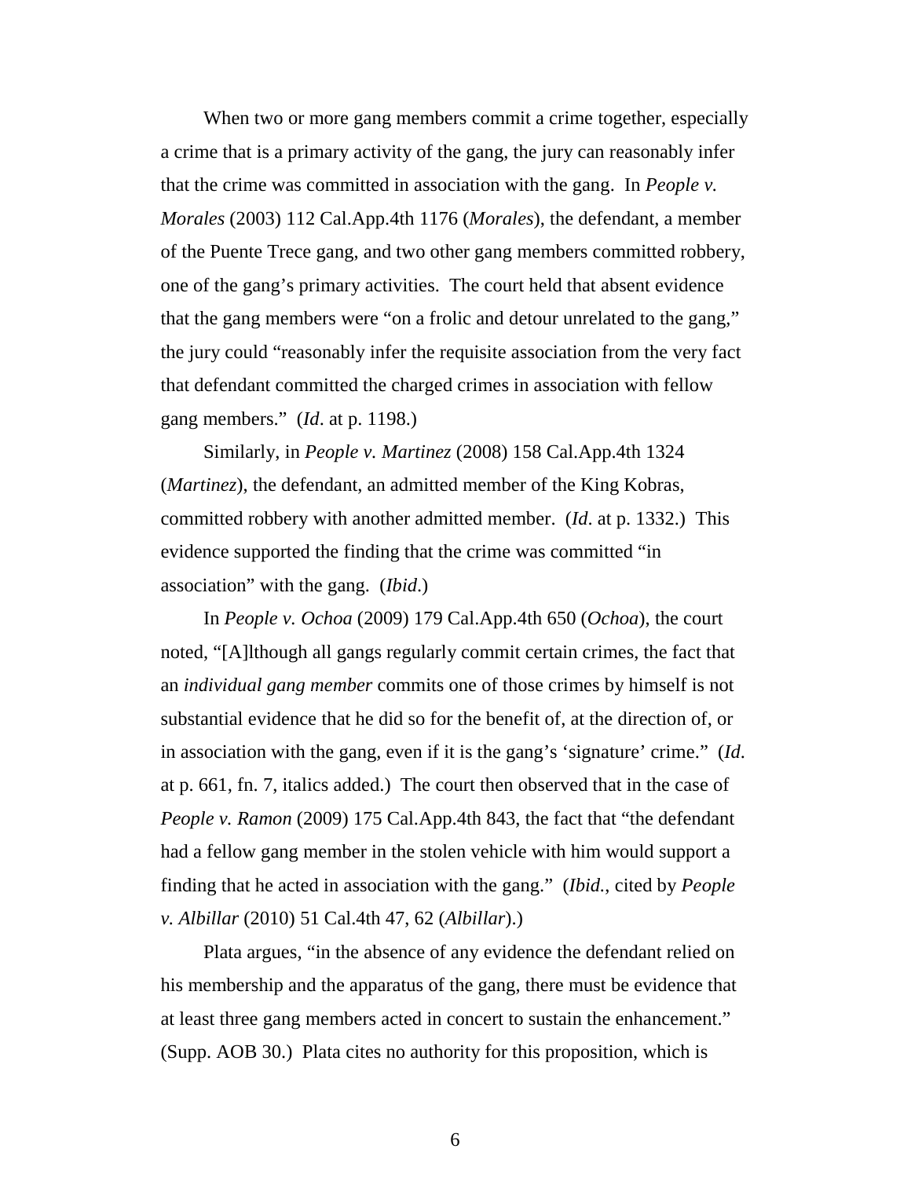When two or more gang members commit a crime together, especially a crime that is a primary activity of the gang, the jury can reasonably infer that the crime was committed in association with the gang. In *People v. Morales* (2003) 112 Cal.App.4th 1176 (*Morales*), the defendant, a member of the Puente Trece gang, and two other gang members committed robbery, one of the gang's primary activities. The court held that absent evidence that the gang members were "on a frolic and detour unrelated to the gang," the jury could "reasonably infer the requisite association from the very fact that defendant committed the charged crimes in association with fellow gang members." (*Id*. at p. 1198.)

Similarly, in *People v. Martinez* (2008) 158 Cal.App.4th 1324 (*Martinez*), the defendant, an admitted member of the King Kobras, committed robbery with another admitted member. (*Id*. at p. 1332.) This evidence supported the finding that the crime was committed "in association" with the gang. (*Ibid*.)

In *People v. Ochoa* (2009) 179 Cal.App.4th 650 (*Ochoa*), the court noted, "[A]lthough all gangs regularly commit certain crimes, the fact that an *individual gang member* commits one of those crimes by himself is not substantial evidence that he did so for the benefit of, at the direction of, or in association with the gang, even if it is the gang's 'signature' crime." (*Id*. at p. 661, fn. 7, italics added.) The court then observed that in the case of *People v. Ramon* (2009) 175 Cal.App.4th 843, the fact that "the defendant had a fellow gang member in the stolen vehicle with him would support a finding that he acted in association with the gang." (*Ibid*., cited by *People v. Albillar* (2010) 51 Cal.4th 47, 62 (*Albillar*).)

Plata argues, "in the absence of any evidence the defendant relied on his membership and the apparatus of the gang, there must be evidence that at least three gang members acted in concert to sustain the enhancement." (Supp. AOB 30.) Plata cites no authority for this proposition, which is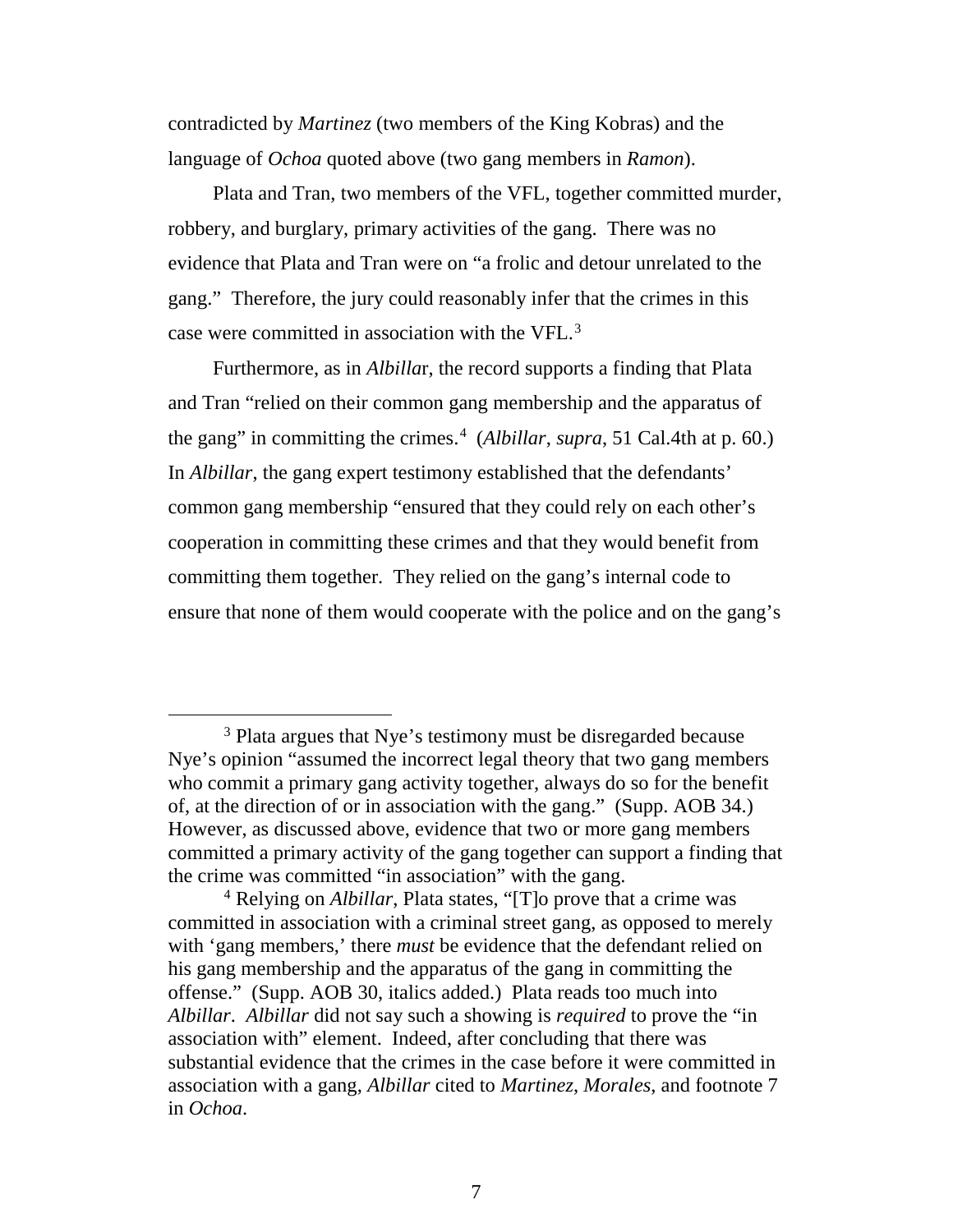contradicted by *Martinez* (two members of the King Kobras) and the language of *Ochoa* quoted above (two gang members in *Ramon*).

Plata and Tran, two members of the VFL, together committed murder, robbery, and burglary, primary activities of the gang. There was no evidence that Plata and Tran were on "a frolic and detour unrelated to the gang." Therefore, the jury could reasonably infer that the crimes in this case were committed in association with the VFL.[3]

Furthermore, as in *Albillar*, the record supports a finding that Plata and Tran "relied on their common gang membership and the apparatus of the gang" in committing the crimes.[4] (*Albillar*, *supra*, 51 Cal.4th at p. 60.) In *Albillar*, the gang expert testimony established that the defendants' common gang membership "ensured that they could rely on each other's cooperation in committing these crimes and that they would benefit from committing them together. They relied on the gang's internal code to ensure that none of them would cooperate with the police and on the gang's

---

[3] Plata argues that Nye's testimony must be disregarded because Nye's opinion "assumed the incorrect legal theory that two gang members who commit a primary gang activity together, always do so for the benefit of, at the direction of or in association with the gang." (Supp. AOB 34.) However, as discussed above, evidence that two or more gang members committed a primary activity of the gang together can support a finding that the crime was committed "in association" with the gang.

[4] Relying on *Albillar*, Plata states, "[T]o prove that a crime was committed in association with a criminal street gang, as opposed to merely with 'gang members,' there *must* be evidence that the defendant relied on his gang membership and the apparatus of the gang in committing the offense." (Supp. AOB 30, italics added.) Plata reads too much into *Albillar*. *Albillar* did not say such a showing is *required* to prove the "in association with" element. Indeed, after concluding that there was substantial evidence that the crimes in the case before it were committed in association with a gang, *Albillar* cited to *Martinez*, *Morales*, and footnote 7 in *Ochoa*.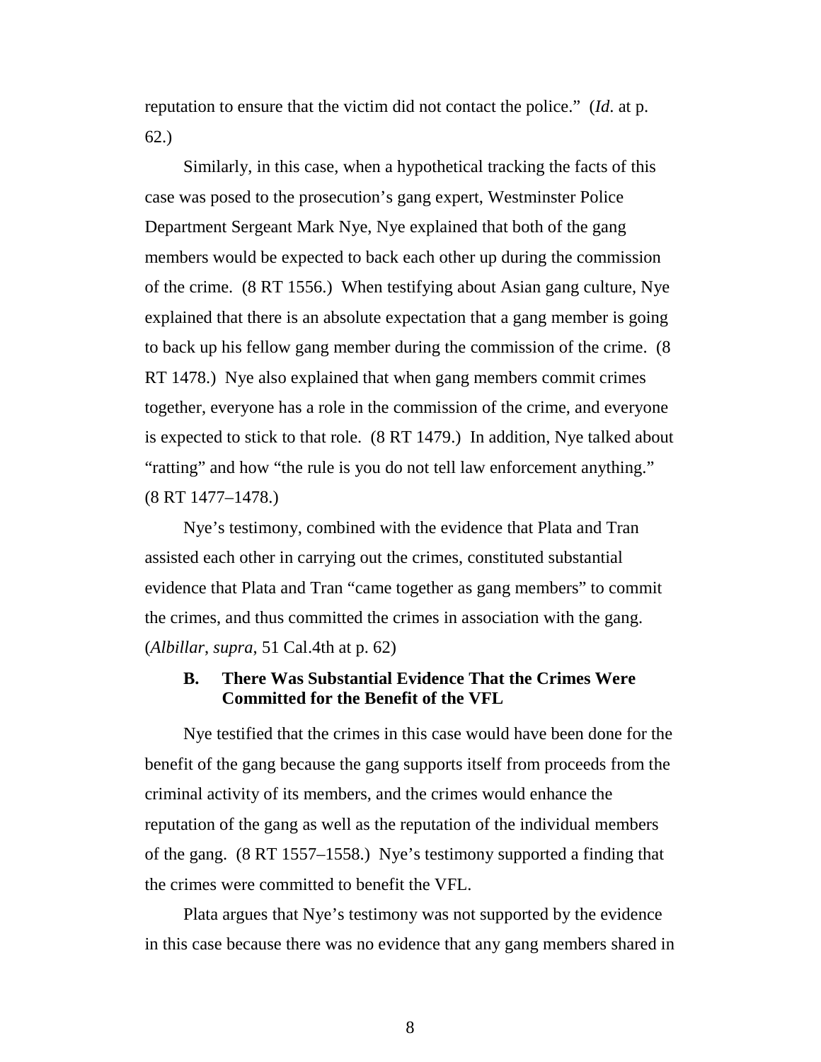reputation to ensure that the victim did not contact the police." (*Id*. at p. 62.)

Similarly, in this case, when a hypothetical tracking the facts of this case was posed to the prosecution's gang expert, Westminster Police Department Sergeant Mark Nye, Nye explained that both of the gang members would be expected to back each other up during the commission of the crime. (8 RT 1556.) When testifying about Asian gang culture, Nye explained that there is an absolute expectation that a gang member is going to back up his fellow gang member during the commission of the crime. (8 RT 1478.) Nye also explained that when gang members commit crimes together, everyone has a role in the commission of the crime, and everyone is expected to stick to that role. (8 RT 1479.) In addition, Nye talked about "ratting" and how "the rule is you do not tell law enforcement anything." (8 RT 1477–1478.)

Nye's testimony, combined with the evidence that Plata and Tran assisted each other in carrying out the crimes, constituted substantial evidence that Plata and Tran "came together as gang members" to commit the crimes, and thus committed the crimes in association with the gang. (*Albillar*, *supra*, 51 Cal.4th at p. 62)

### B. There Was Substantial Evidence That the Crimes Were Committed for the Benefit of the VFL

Nye testified that the crimes in this case would have been done for the benefit of the gang because the gang supports itself from proceeds from the criminal activity of its members, and the crimes would enhance the reputation of the gang as well as the reputation of the individual members of the gang. (8 RT 1557–1558.) Nye's testimony supported a finding that the crimes were committed to benefit the VFL.

Plata argues that Nye's testimony was not supported by the evidence in this case because there was no evidence that any gang members shared in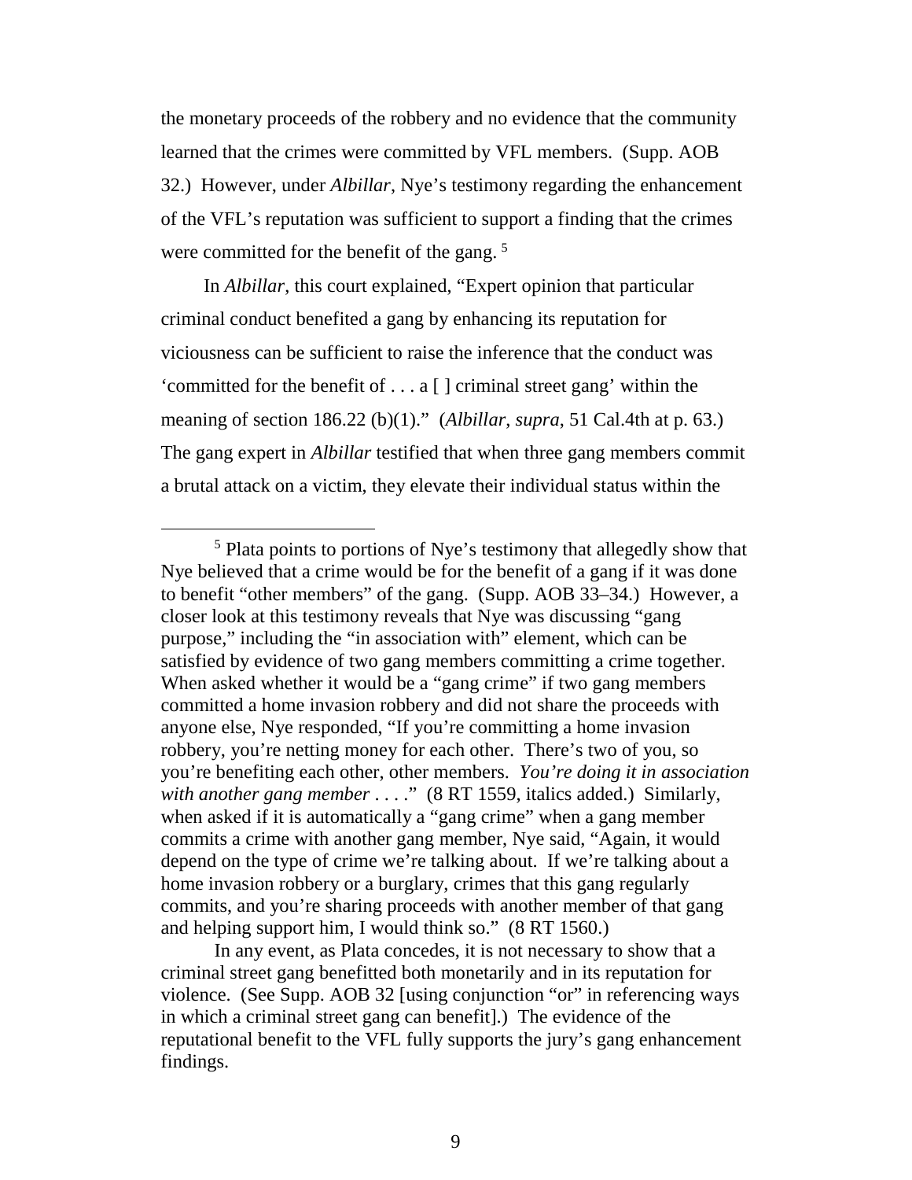the monetary proceeds of the robbery and no evidence that the community learned that the crimes were committed by VFL members. (Supp. AOB 32.) However, under *Albillar,* Nye's testimony regarding the enhancement of the VFL's reputation was sufficient to support a finding that the crimes were committed for the benefit of the gang. [5]

In *Albillar,* this court explained, "Expert opinion that particular criminal conduct benefited a gang by enhancing its reputation for viciousness can be sufficient to raise the inference that the conduct was 'committed for the benefit of . . . a [ ] criminal street gang' within the meaning of section 186.22 (b)(1)." (*Albillar*, *supra*, 51 Cal.4th at p. 63.) The gang expert in *Albillar* testified that when three gang members commit a brutal attack on a victim, they elevate their individual status within the

---

[5] Plata points to portions of Nye's testimony that allegedly show that Nye believed that a crime would be for the benefit of a gang if it was done to benefit "other members" of the gang. (Supp. AOB 33–34.) However, a closer look at this testimony reveals that Nye was discussing "gang purpose," including the "in association with" element, which can be satisfied by evidence of two gang members committing a crime together. When asked whether it would be a "gang crime" if two gang members committed a home invasion robbery and did not share the proceeds with anyone else, Nye responded, "If you're committing a home invasion robbery, you're netting money for each other. There's two of you, so you're benefiting each other, other members. *You're doing it in association with another gang member* . . . ." (8 RT 1559, italics added.) Similarly, when asked if it is automatically a "gang crime" when a gang member commits a crime with another gang member, Nye said, "Again, it would depend on the type of crime we're talking about. If we're talking about a home invasion robbery or a burglary, crimes that this gang regularly commits, and you're sharing proceeds with another member of that gang and helping support him, I would think so." (8 RT 1560.)

In any event, as Plata concedes, it is not necessary to show that a criminal street gang benefitted both monetarily and in its reputation for violence. (See Supp. AOB 32 [using conjunction "or" in referencing ways in which a criminal street gang can benefit].) The evidence of the reputational benefit to the VFL fully supports the jury's gang enhancement findings.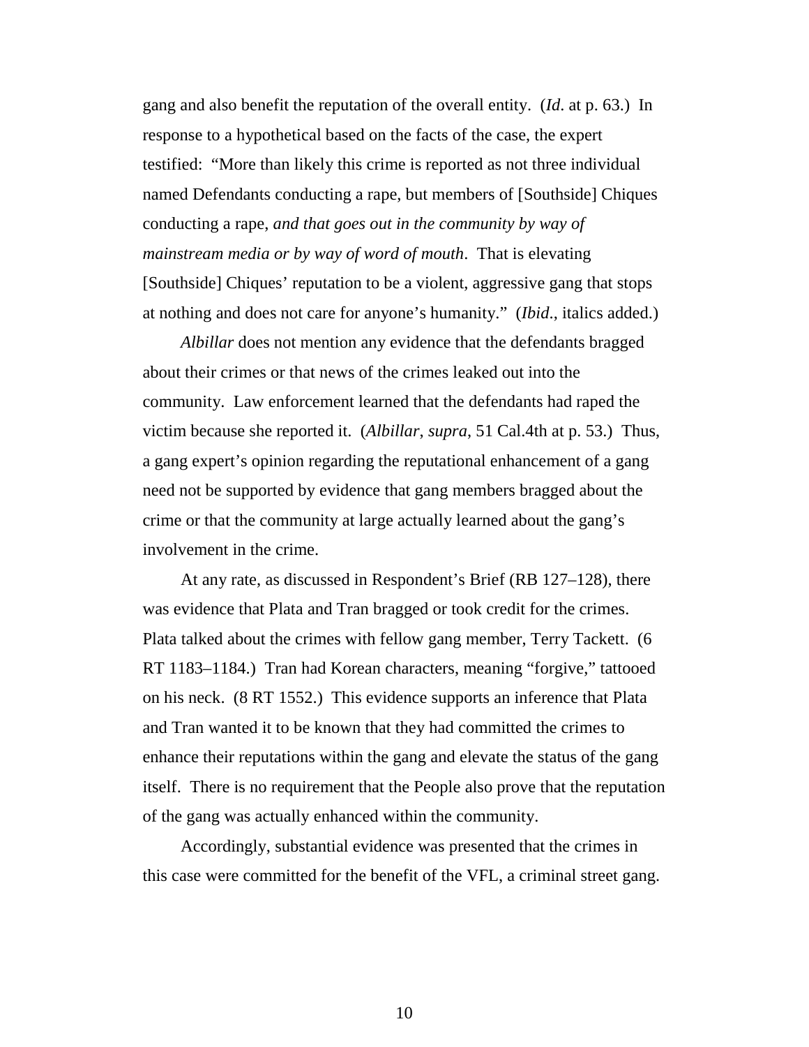gang and also benefit the reputation of the overall entity. (*Id*. at p. 63.) In response to a hypothetical based on the facts of the case, the expert testified: "More than likely this crime is reported as not three individual named Defendants conducting a rape, but members of [Southside] Chiques conducting a rape, *and that goes out in the community by way of mainstream media or by way of word of mouth*. That is elevating [Southside] Chiques' reputation to be a violent, aggressive gang that stops at nothing and does not care for anyone's humanity." (*Ibid*., italics added.)

*Albillar* does not mention any evidence that the defendants bragged about their crimes or that news of the crimes leaked out into the community. Law enforcement learned that the defendants had raped the victim because she reported it. (*Albillar*, *supra*, 51 Cal.4th at p. 53.) Thus, a gang expert's opinion regarding the reputational enhancement of a gang need not be supported by evidence that gang members bragged about the crime or that the community at large actually learned about the gang's involvement in the crime.

At any rate, as discussed in Respondent's Brief (RB 127–128), there was evidence that Plata and Tran bragged or took credit for the crimes. Plata talked about the crimes with fellow gang member, Terry Tackett. (6 RT 1183–1184.) Tran had Korean characters, meaning "forgive," tattooed on his neck. (8 RT 1552.) This evidence supports an inference that Plata and Tran wanted it to be known that they had committed the crimes to enhance their reputations within the gang and elevate the status of the gang itself. There is no requirement that the People also prove that the reputation of the gang was actually enhanced within the community.

Accordingly, substantial evidence was presented that the crimes in this case were committed for the benefit of the VFL, a criminal street gang.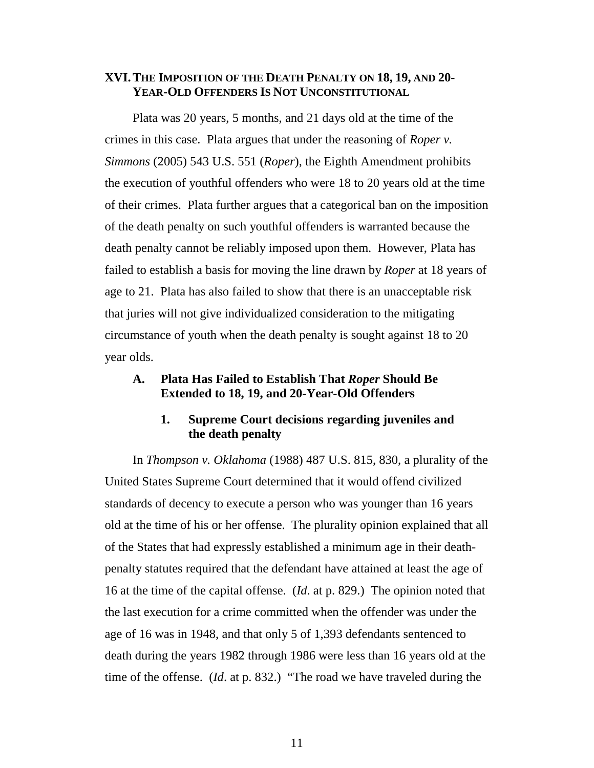## XVI. THE IMPOSITION OF THE DEATH PENALTY ON 18, 19, AND 20-YEAR-OLD OFFENDERS IS NOT UNCONSTITUTIONAL

Plata was 20 years, 5 months, and 21 days old at the time of the crimes in this case. Plata argues that under the reasoning of *Roper v. Simmons* (2005) 543 U.S. 551 (*Roper*), the Eighth Amendment prohibits the execution of youthful offenders who were 18 to 20 years old at the time of their crimes. Plata further argues that a categorical ban on the imposition of the death penalty on such youthful offenders is warranted because the death penalty cannot be reliably imposed upon them. However, Plata has failed to establish a basis for moving the line drawn by *Roper* at 18 years of age to 21. Plata has also failed to show that there is an unacceptable risk that juries will not give individualized consideration to the mitigating circumstance of youth when the death penalty is sought against 18 to 20 year olds.

### A. Plata Has Failed to Establish That *Roper* Should Be Extended to 18, 19, and 20-Year-Old Offenders

#### 1. Supreme Court decisions regarding juveniles and the death penalty

In *Thompson v. Oklahoma* (1988) 487 U.S. 815, 830, a plurality of the United States Supreme Court determined that it would offend civilized standards of decency to execute a person who was younger than 16 years old at the time of his or her offense. The plurality opinion explained that all of the States that had expressly established a minimum age in their death-penalty statutes required that the defendant have attained at least the age of 16 at the time of the capital offense. (*Id*. at p. 829.) The opinion noted that the last execution for a crime committed when the offender was under the age of 16 was in 1948, and that only 5 of 1,393 defendants sentenced to death during the years 1982 through 1986 were less than 16 years old at the time of the offense. (*Id*. at p. 832.) "The road we have traveled during the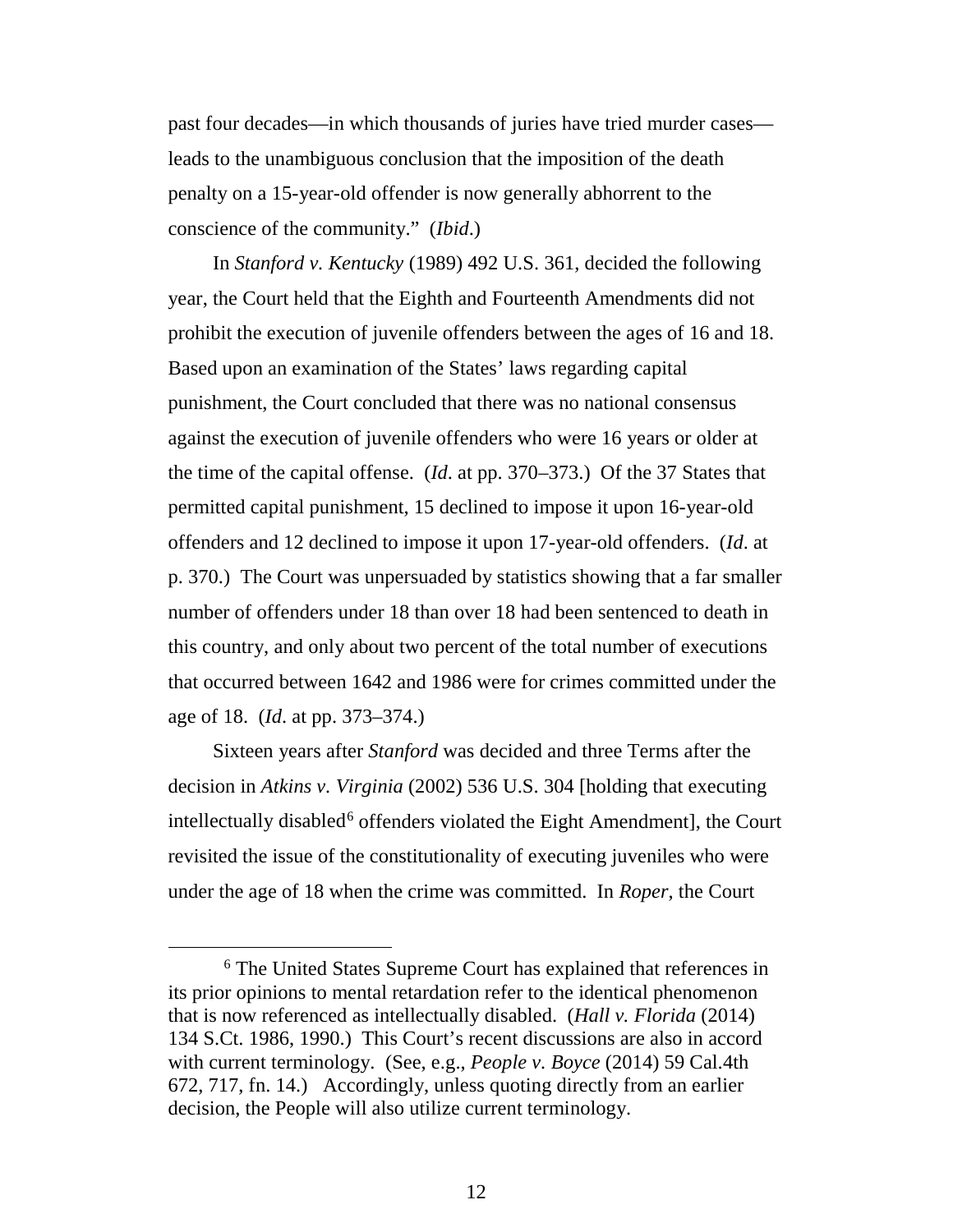past four decades—in which thousands of juries have tried murder cases—leads to the unambiguous conclusion that the imposition of the death penalty on a 15-year-old offender is now generally abhorrent to the conscience of the community." (*Ibid*.)

In *Stanford v. Kentucky* (1989) 492 U.S. 361, decided the following year, the Court held that the Eighth and Fourteenth Amendments did not prohibit the execution of juvenile offenders between the ages of 16 and 18. Based upon an examination of the States' laws regarding capital punishment, the Court concluded that there was no national consensus against the execution of juvenile offenders who were 16 years or older at the time of the capital offense. (*Id*. at pp. 370–373.) Of the 37 States that permitted capital punishment, 15 declined to impose it upon 16-year-old offenders and 12 declined to impose it upon 17-year-old offenders. (*Id*. at p. 370.) The Court was unpersuaded by statistics showing that a far smaller number of offenders under 18 than over 18 had been sentenced to death in this country, and only about two percent of the total number of executions that occurred between 1642 and 1986 were for crimes committed under the age of 18. (*Id*. at pp. 373–374.)

Sixteen years after *Stanford* was decided and three Terms after the decision in *Atkins v. Virginia* (2002) 536 U.S. 304 [holding that executing intellectually disabled[6] offenders violated the Eight Amendment], the Court revisited the issue of the constitutionality of executing juveniles who were under the age of 18 when the crime was committed. In *Roper*, the Court

[6] The United States Supreme Court has explained that references in its prior opinions to mental retardation refer to the identical phenomenon that is now referenced as intellectually disabled. (*Hall v. Florida* (2014) 134 S.Ct. 1986, 1990.) This Court's recent discussions are also in accord with current terminology. (See, e.g., *People v. Boyce* (2014) 59 Cal.4th 672, 717, fn. 14.) Accordingly, unless quoting directly from an earlier decision, the People will also utilize current terminology.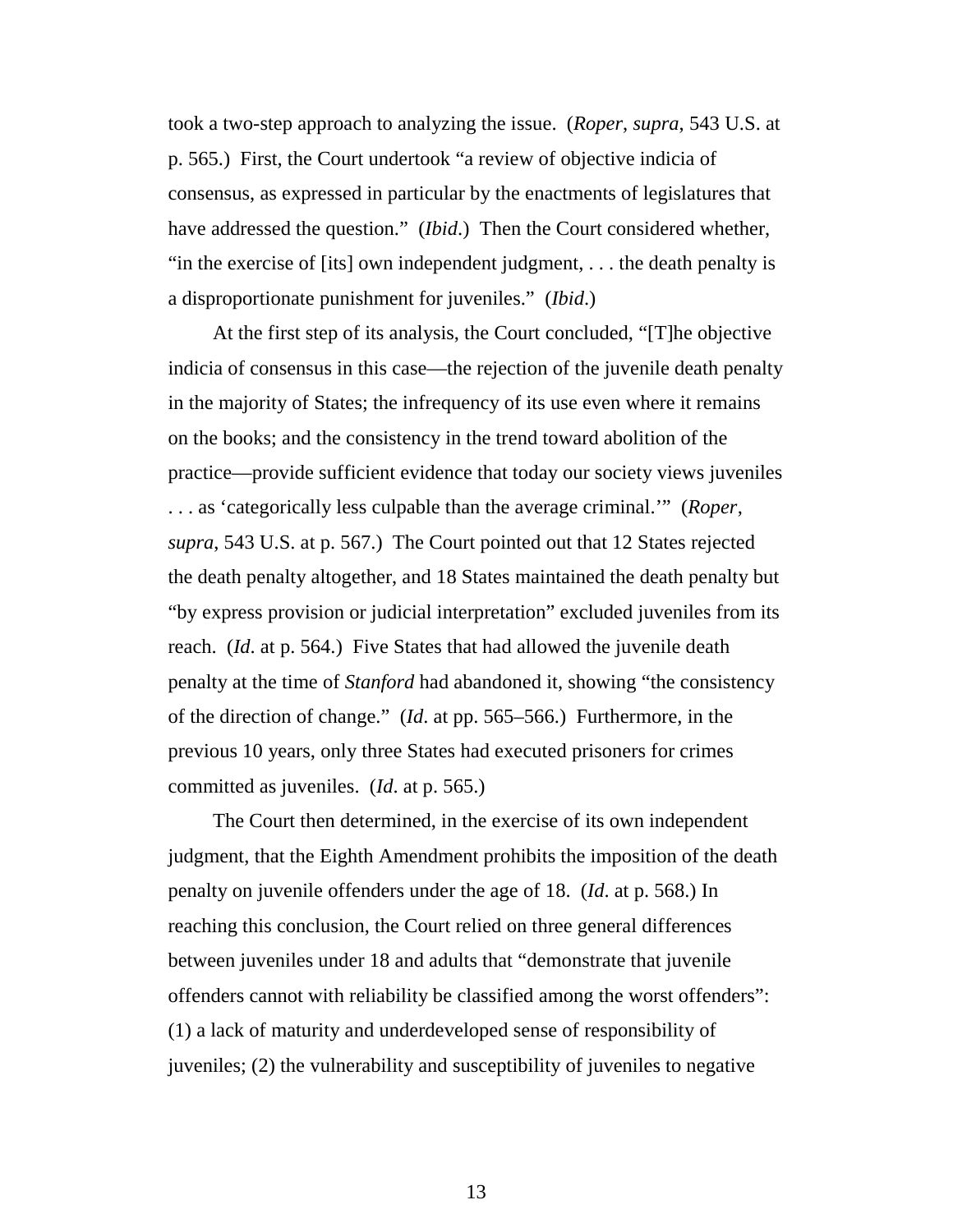took a two-step approach to analyzing the issue. (*Roper*, *supra*, 543 U.S. at p. 565.) First, the Court undertook "a review of objective indicia of consensus, as expressed in particular by the enactments of legislatures that have addressed the question." (*Ibid*.) Then the Court considered whether, "in the exercise of [its] own independent judgment, . . . the death penalty is a disproportionate punishment for juveniles." (*Ibid*.)

At the first step of its analysis, the Court concluded, "[T]he objective indicia of consensus in this case—the rejection of the juvenile death penalty in the majority of States; the infrequency of its use even where it remains on the books; and the consistency in the trend toward abolition of the practice—provide sufficient evidence that today our society views juveniles . . . as 'categorically less culpable than the average criminal.'" (*Roper*, *supra*, 543 U.S. at p. 567.) The Court pointed out that 12 States rejected the death penalty altogether, and 18 States maintained the death penalty but "by express provision or judicial interpretation" excluded juveniles from its reach. (*Id*. at p. 564.) Five States that had allowed the juvenile death penalty at the time of *Stanford* had abandoned it, showing "the consistency of the direction of change." (*Id*. at pp. 565–566.) Furthermore, in the previous 10 years, only three States had executed prisoners for crimes committed as juveniles. (*Id*. at p. 565.)

The Court then determined, in the exercise of its own independent judgment, that the Eighth Amendment prohibits the imposition of the death penalty on juvenile offenders under the age of 18. (*Id*. at p. 568.) In reaching this conclusion, the Court relied on three general differences between juveniles under 18 and adults that "demonstrate that juvenile offenders cannot with reliability be classified among the worst offenders": (1) a lack of maturity and underdeveloped sense of responsibility of juveniles; (2) the vulnerability and susceptibility of juveniles to negative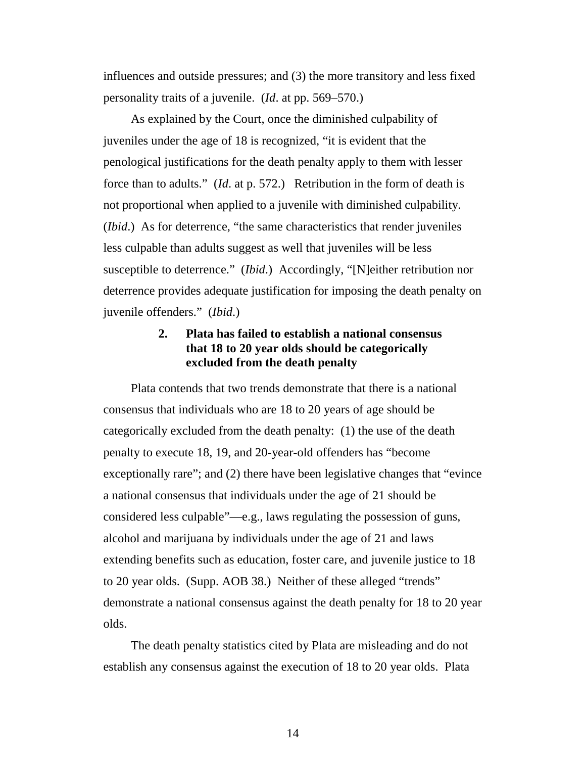influences and outside pressures; and (3) the more transitory and less fixed personality traits of a juvenile. (*Id*. at pp. 569–570.)

As explained by the Court, once the diminished culpability of juveniles under the age of 18 is recognized, "it is evident that the penological justifications for the death penalty apply to them with lesser force than to adults." (*Id*. at p. 572.) Retribution in the form of death is not proportional when applied to a juvenile with diminished culpability. (*Ibid*.) As for deterrence, "the same characteristics that render juveniles less culpable than adults suggest as well that juveniles will be less susceptible to deterrence." (*Ibid*.) Accordingly, "[N]either retribution nor deterrence provides adequate justification for imposing the death penalty on juvenile offenders." (*Ibid*.)

### 2. Plata has failed to establish a national consensus that 18 to 20 year olds should be categorically excluded from the death penalty

Plata contends that two trends demonstrate that there is a national consensus that individuals who are 18 to 20 years of age should be categorically excluded from the death penalty: (1) the use of the death penalty to execute 18, 19, and 20-year-old offenders has "become exceptionally rare"; and (2) there have been legislative changes that "evince a national consensus that individuals under the age of 21 should be considered less culpable"—e.g., laws regulating the possession of guns, alcohol and marijuana by individuals under the age of 21 and laws extending benefits such as education, foster care, and juvenile justice to 18 to 20 year olds. (Supp. AOB 38.) Neither of these alleged "trends" demonstrate a national consensus against the death penalty for 18 to 20 year olds.

The death penalty statistics cited by Plata are misleading and do not establish any consensus against the execution of 18 to 20 year olds. Plata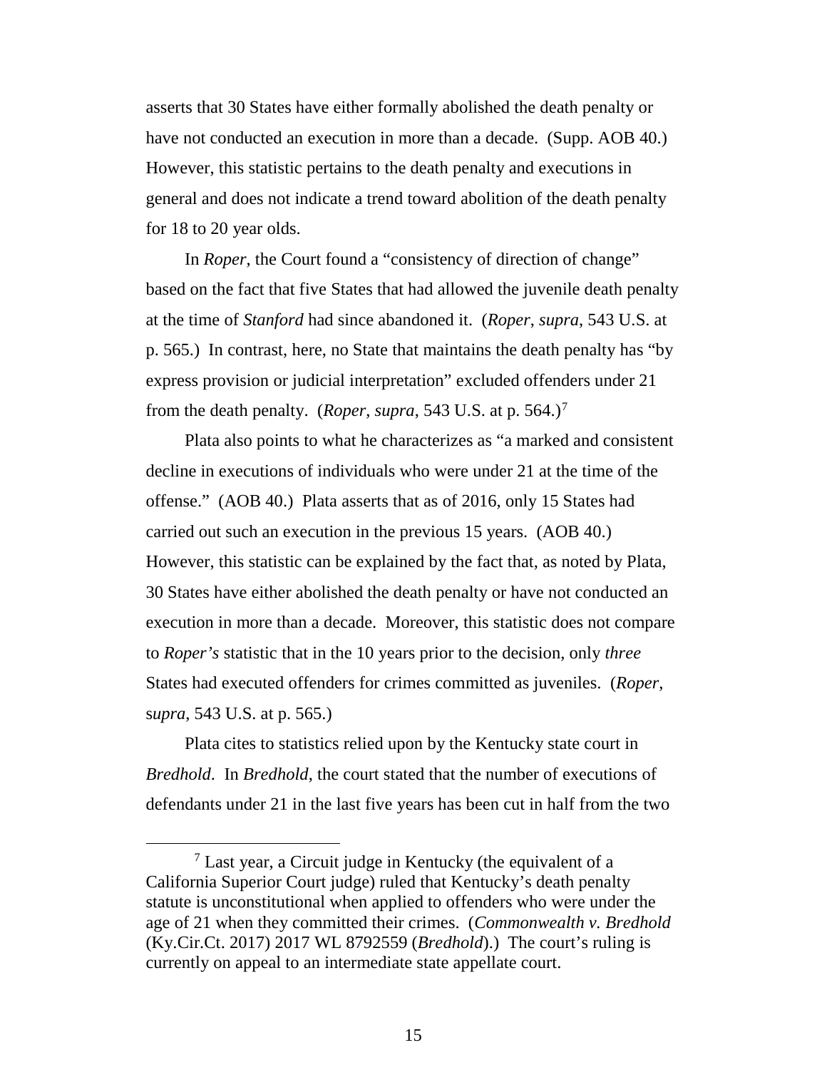asserts that 30 States have either formally abolished the death penalty or have not conducted an execution in more than a decade. (Supp. AOB 40.) However, this statistic pertains to the death penalty and executions in general and does not indicate a trend toward abolition of the death penalty for 18 to 20 year olds.

In *Roper*, the Court found a "consistency of direction of change" based on the fact that five States that had allowed the juvenile death penalty at the time of *Stanford* had since abandoned it. (*Roper*, *supra*, 543 U.S. at p. 565.) In contrast, here, no State that maintains the death penalty has "by express provision or judicial interpretation" excluded offenders under 21 from the death penalty. (*Roper*, *supra*, 543 U.S. at p. 564.)[7]

Plata also points to what he characterizes as "a marked and consistent decline in executions of individuals who were under 21 at the time of the offense." (AOB 40.) Plata asserts that as of 2016, only 15 States had carried out such an execution in the previous 15 years. (AOB 40.) However, this statistic can be explained by the fact that, as noted by Plata, 30 States have either abolished the death penalty or have not conducted an execution in more than a decade. Moreover, this statistic does not compare to *Roper's* statistic that in the 10 years prior to the decision, only *three* States had executed offenders for crimes committed as juveniles. (*Roper*, s*upra*, 543 U.S. at p. 565.)

Plata cites to statistics relied upon by the Kentucky state court in *Bredhold*. In *Bredhold*, the court stated that the number of executions of defendants under 21 in the last five years has been cut in half from the two

[7] Last year, a Circuit judge in Kentucky (the equivalent of a California Superior Court judge) ruled that Kentucky's death penalty statute is unconstitutional when applied to offenders who were under the age of 21 when they committed their crimes. (*Commonwealth v. Bredhold* (Ky.Cir.Ct. 2017) 2017 WL 8792559 (*Bredhold*).) The court's ruling is currently on appeal to an intermediate state appellate court.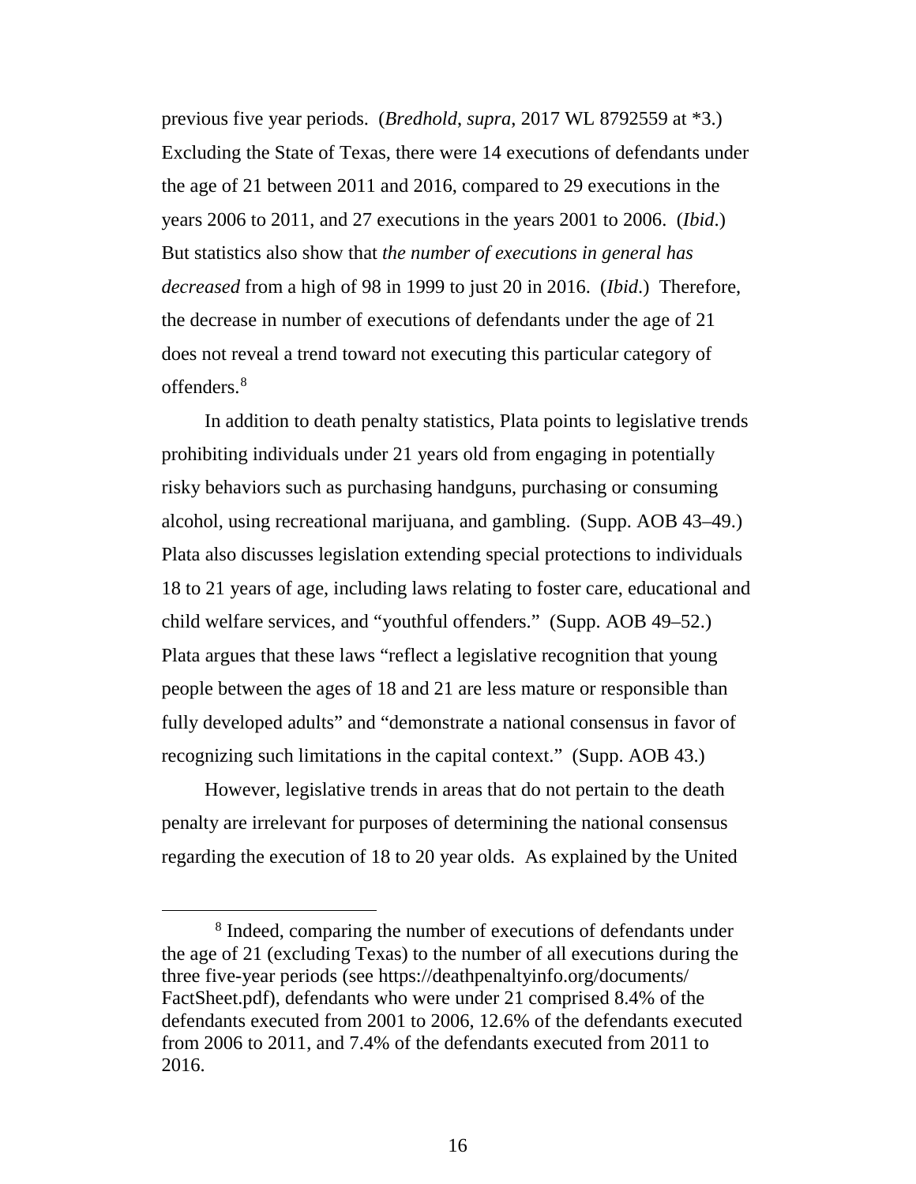previous five year periods. (*Bredhold*, *supra*, 2017 WL 8792559 at *3.) Excluding the State of Texas, there were 14 executions of defendants under the age of 21 between 2011 and 2016, compared to 29 executions in the years 2006 to 2011, and 27 executions in the years 2001 to 2006. (*Ibid*.) But statistics also show that *the number of executions in general has decreased* from a high of 98 in 1999 to just 20 in 2016. (*Ibid*.) Therefore, the decrease in number of executions of defendants under the age of 21 does not reveal a trend toward not executing this particular category of offenders.[8]

In addition to death penalty statistics, Plata points to legislative trends prohibiting individuals under 21 years old from engaging in potentially risky behaviors such as purchasing handguns, purchasing or consuming alcohol, using recreational marijuana, and gambling. (Supp. AOB 43–49.) Plata also discusses legislation extending special protections to individuals 18 to 21 years of age, including laws relating to foster care, educational and child welfare services, and "youthful offenders." (Supp. AOB 49–52.) Plata argues that these laws "reflect a legislative recognition that young people between the ages of 18 and 21 are less mature or responsible than fully developed adults" and "demonstrate a national consensus in favor of recognizing such limitations in the capital context." (Supp. AOB 43.)

However, legislative trends in areas that do not pertain to the death penalty are irrelevant for purposes of determining the national consensus regarding the execution of 18 to 20 year olds. As explained by the United

[8] Indeed, comparing the number of executions of defendants under the age of 21 (excluding Texas) to the number of all executions during the three five-year periods (see https://deathpenaltyinfo.org/documents/FactSheet.pdf), defendants who were under 21 comprised 8.4% of the defendants executed from 2001 to 2006, 12.6% of the defendants executed from 2006 to 2011, and 7.4% of the defendants executed from 2011 to 2016.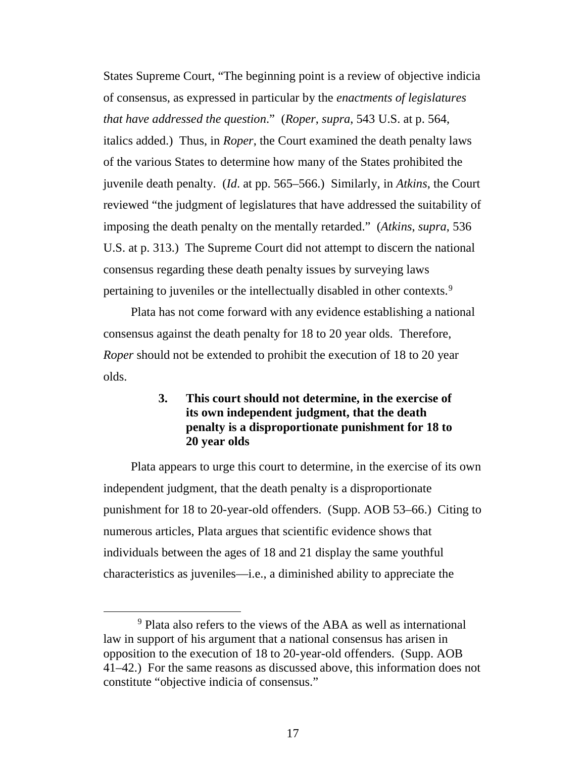States Supreme Court, “The beginning point is a review of objective indicia of consensus, as expressed in particular by the *enactments of legislatures that have addressed the question*.” (*Roper*, *supra*, 543 U.S. at p. 564, italics added.) Thus, in *Roper*, the Court examined the death penalty laws of the various States to determine how many of the States prohibited the juvenile death penalty. (*Id*. at pp. 565–566.) Similarly, in *Atkins*, the Court reviewed “the judgment of legislatures that have addressed the suitability of imposing the death penalty on the mentally retarded.” (*Atkins*, *supra*, 536 U.S. at p. 313.) The Supreme Court did not attempt to discern the national consensus regarding these death penalty issues by surveying laws pertaining to juveniles or the intellectually disabled in other contexts.[9]

Plata has not come forward with any evidence establishing a national consensus against the death penalty for 18 to 20 year olds. Therefore, *Roper* should not be extended to prohibit the execution of 18 to 20 year olds.

### 3. This court should not determine, in the exercise of its own independent judgment, that the death penalty is a disproportionate punishment for 18 to 20 year olds

Plata appears to urge this court to determine, in the exercise of its own independent judgment, that the death penalty is a disproportionate punishment for 18 to 20-year-old offenders. (Supp. AOB 53–66.) Citing to numerous articles, Plata argues that scientific evidence shows that individuals between the ages of 18 and 21 display the same youthful characteristics as juveniles—i.e., a diminished ability to appreciate the

---

[9] Plata also refers to the views of the ABA as well as international law in support of his argument that a national consensus has arisen in opposition to the execution of 18 to 20-year-old offenders. (Supp. AOB 41–42.) For the same reasons as discussed above, this information does not constitute “objective indicia of consensus.”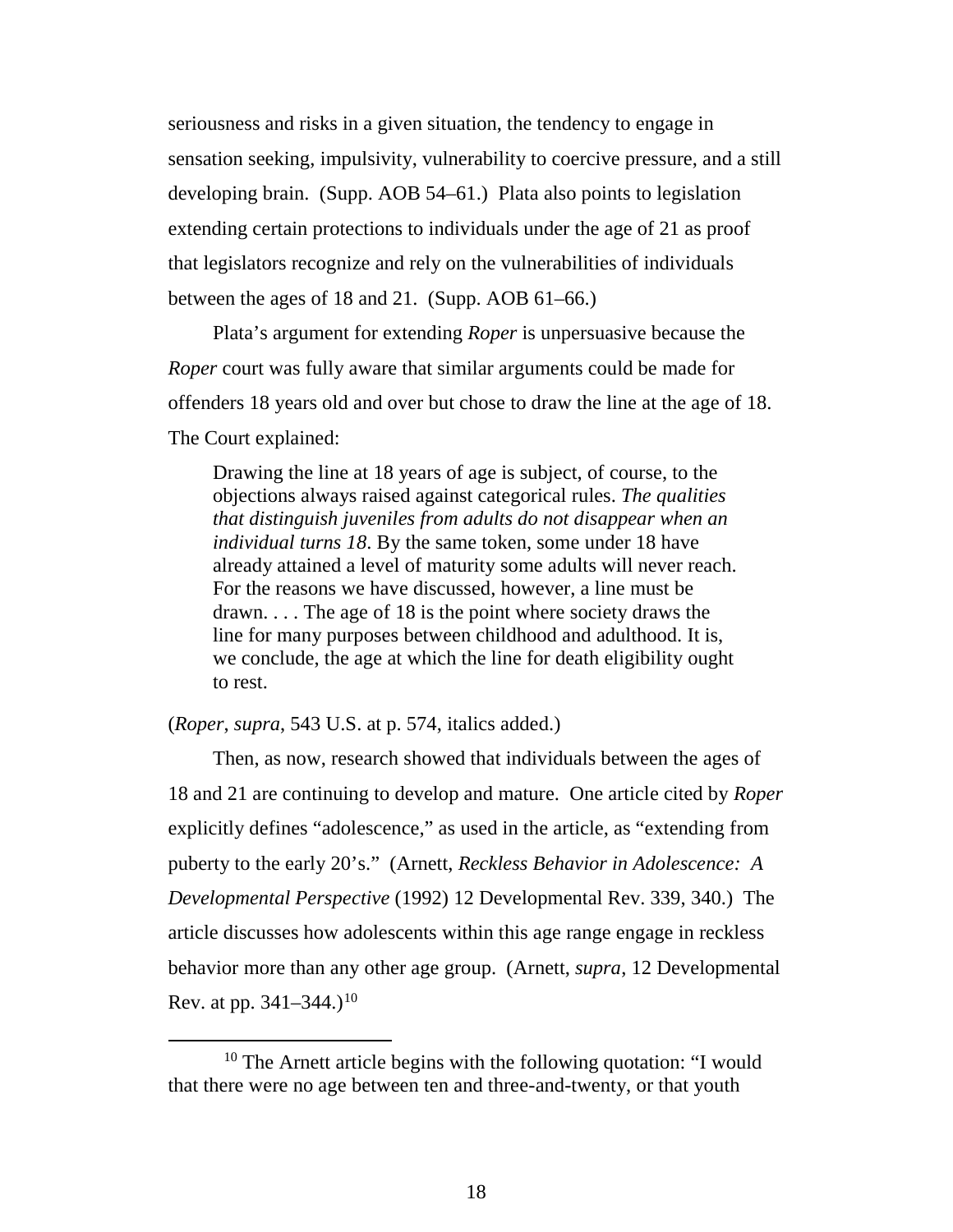seriousness and risks in a given situation, the tendency to engage in sensation seeking, impulsivity, vulnerability to coercive pressure, and a still developing brain. (Supp. AOB 54–61.) Plata also points to legislation extending certain protections to individuals under the age of 21 as proof that legislators recognize and rely on the vulnerabilities of individuals between the ages of 18 and 21. (Supp. AOB 61–66.)

Plata's argument for extending *Roper* is unpersuasive because the *Roper* court was fully aware that similar arguments could be made for offenders 18 years old and over but chose to draw the line at the age of 18. The Court explained:

> Drawing the line at 18 years of age is subject, of course, to the objections always raised against categorical rules. *The qualities that distinguish juveniles from adults do not disappear when an individual turns 18*. By the same token, some under 18 have already attained a level of maturity some adults will never reach. For the reasons we have discussed, however, a line must be drawn. . . . The age of 18 is the point where society draws the line for many purposes between childhood and adulthood. It is, we conclude, the age at which the line for death eligibility ought to rest.

(*Roper*, *supra*, 543 U.S. at p. 574, italics added.)

Then, as now, research showed that individuals between the ages of 18 and 21 are continuing to develop and mature. One article cited by *Roper* explicitly defines "adolescence," as used in the article, as "extending from puberty to the early 20's." (Arnett, *Reckless Behavior in Adolescence: A Developmental Perspective* (1992) 12 Developmental Rev. 339, 340.) The article discusses how adolescents within this age range engage in reckless behavior more than any other age group. (Arnett, *supra*, 12 Developmental Rev. at pp. 341–344.)[10]

---

[10] The Arnett article begins with the following quotation: "I would that there were no age between ten and three-and-twenty, or that youth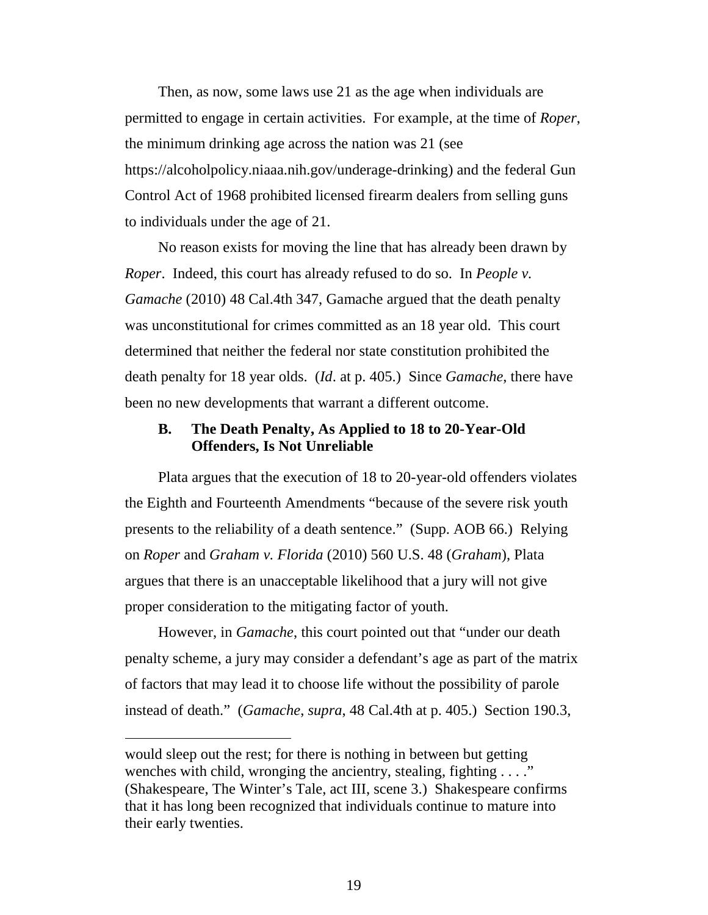Then, as now, some laws use 21 as the age when individuals are permitted to engage in certain activities. For example, at the time of *Roper*, the minimum drinking age across the nation was 21 (see https://alcoholpolicy.niaaa.nih.gov/underage-drinking) and the federal Gun Control Act of 1968 prohibited licensed firearm dealers from selling guns to individuals under the age of 21.

No reason exists for moving the line that has already been drawn by *Roper*. Indeed, this court has already refused to do so. In *People v. Gamache* (2010) 48 Cal.4th 347, Gamache argued that the death penalty was unconstitutional for crimes committed as an 18 year old. This court determined that neither the federal nor state constitution prohibited the death penalty for 18 year olds. (*Id*. at p. 405.) Since *Gamache*, there have been no new developments that warrant a different outcome.

### B. The Death Penalty, As Applied to 18 to 20-Year-Old Offenders, Is Not Unreliable

Plata argues that the execution of 18 to 20-year-old offenders violates the Eighth and Fourteenth Amendments "because of the severe risk youth presents to the reliability of a death sentence." (Supp. AOB 66.) Relying on *Roper* and *Graham v. Florida* (2010) 560 U.S. 48 (*Graham*), Plata argues that there is an unacceptable likelihood that a jury will not give proper consideration to the mitigating factor of youth.

However, in *Gamache*, this court pointed out that "under our death penalty scheme, a jury may consider a defendant's age as part of the matrix of factors that may lead it to choose life without the possibility of parole instead of death." (*Gamache*, *supra*, 48 Cal.4th at p. 405.) Section 190.3,

---

would sleep out the rest; for there is nothing in between but getting wenches with child, wronging the ancientry, stealing, fighting . . . ." (Shakespeare, The Winter's Tale, act III, scene 3.) Shakespeare confirms that it has long been recognized that individuals continue to mature into their early twenties.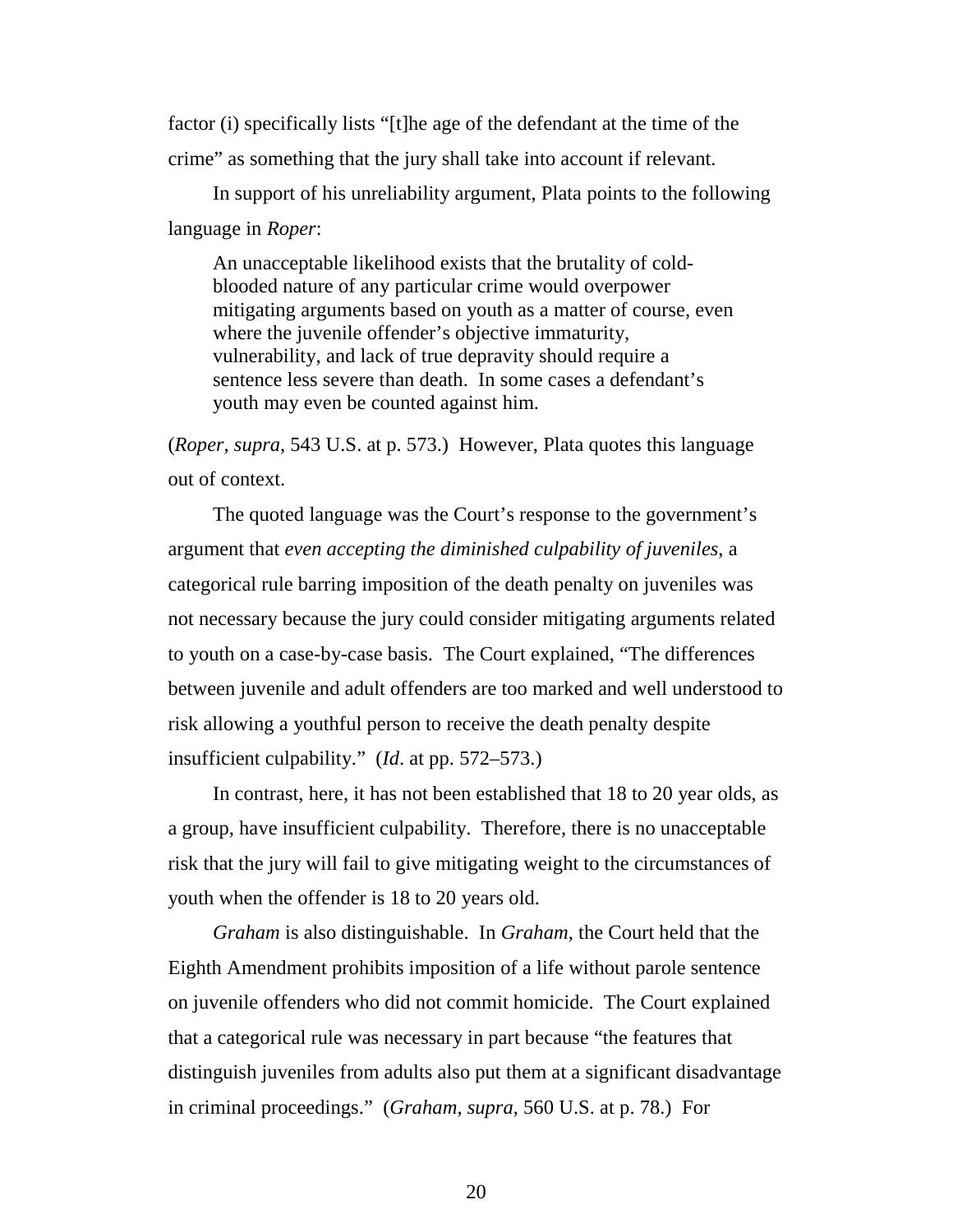factor (i) specifically lists "[t]he age of the defendant at the time of the crime" as something that the jury shall take into account if relevant.

In support of his unreliability argument, Plata points to the following language in *Roper*:

> An unacceptable likelihood exists that the brutality of cold-blooded nature of any particular crime would overpower mitigating arguments based on youth as a matter of course, even where the juvenile offender's objective immaturity, vulnerability, and lack of true depravity should require a sentence less severe than death. In some cases a defendant's youth may even be counted against him.

(*Roper*, *supra*, 543 U.S. at p. 573.) However, Plata quotes this language out of context.

The quoted language was the Court's response to the government's argument that *even accepting the diminished culpability of juveniles*, a categorical rule barring imposition of the death penalty on juveniles was not necessary because the jury could consider mitigating arguments related to youth on a case-by-case basis. The Court explained, "The differences between juvenile and adult offenders are too marked and well understood to risk allowing a youthful person to receive the death penalty despite insufficient culpability." (*Id*. at pp. 572–573.)

In contrast, here, it has not been established that 18 to 20 year olds, as a group, have insufficient culpability. Therefore, there is no unacceptable risk that the jury will fail to give mitigating weight to the circumstances of youth when the offender is 18 to 20 years old.

*Graham* is also distinguishable. In *Graham*, the Court held that the Eighth Amendment prohibits imposition of a life without parole sentence on juvenile offenders who did not commit homicide. The Court explained that a categorical rule was necessary in part because "the features that distinguish juveniles from adults also put them at a significant disadvantage in criminal proceedings." (*Graham*, *supra*, 560 U.S. at p. 78.) For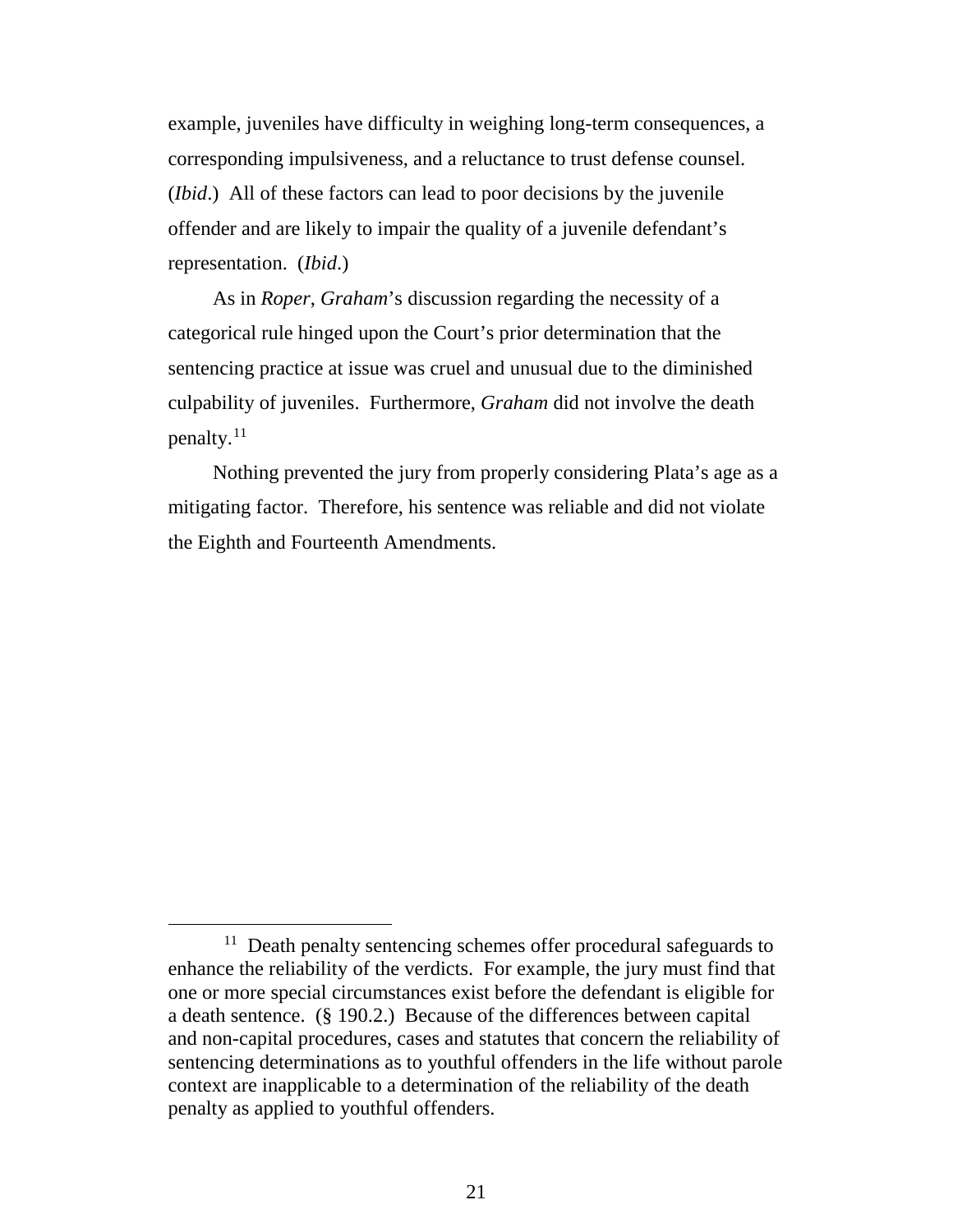example, juveniles have difficulty in weighing long-term consequences, a corresponding impulsiveness, and a reluctance to trust defense counsel. (*Ibid*.) All of these factors can lead to poor decisions by the juvenile offender and are likely to impair the quality of a juvenile defendant's representation. (*Ibid*.)

As in *Roper*, *Graham*'s discussion regarding the necessity of a categorical rule hinged upon the Court's prior determination that the sentencing practice at issue was cruel and unusual due to the diminished culpability of juveniles. Furthermore, *Graham* did not involve the death penalty.[11]

Nothing prevented the jury from properly considering Plata's age as a mitigating factor. Therefore, his sentence was reliable and did not violate the Eighth and Fourteenth Amendments.

---

[11] Death penalty sentencing schemes offer procedural safeguards to enhance the reliability of the verdicts. For example, the jury must find that one or more special circumstances exist before the defendant is eligible for a death sentence. (§ 190.2.) Because of the differences between capital and non-capital procedures, cases and statutes that concern the reliability of sentencing determinations as to youthful offenders in the life without parole context are inapplicable to a determination of the reliability of the death penalty as applied to youthful offenders.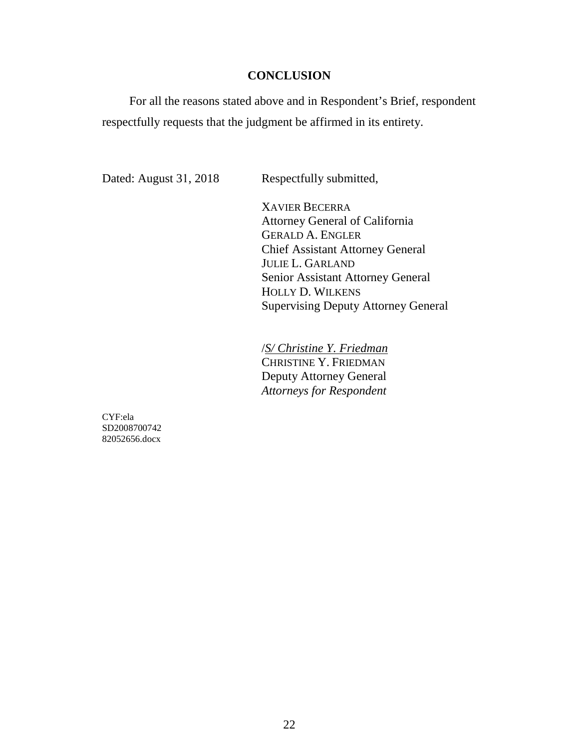## CONCLUSION

For all the reasons stated above and in Respondent's Brief, respondent respectfully requests that the judgment be affirmed in its entirety.

Dated: August 31, 2018

Respectfully submitted,

XAVIER BECERRA
Attorney General of California
GERALD A. ENGLER
Chief Assistant Attorney General
JULIE L. GARLAND
Senior Assistant Attorney General
HOLLY D. WILKENS
Supervising Deputy Attorney General

/*S/ Christine Y. Friedman*
CHRISTINE Y. FRIEDMAN
Deputy Attorney General
*Attorneys for Respondent*

CYF:ela
SD2008700742
82052656.docx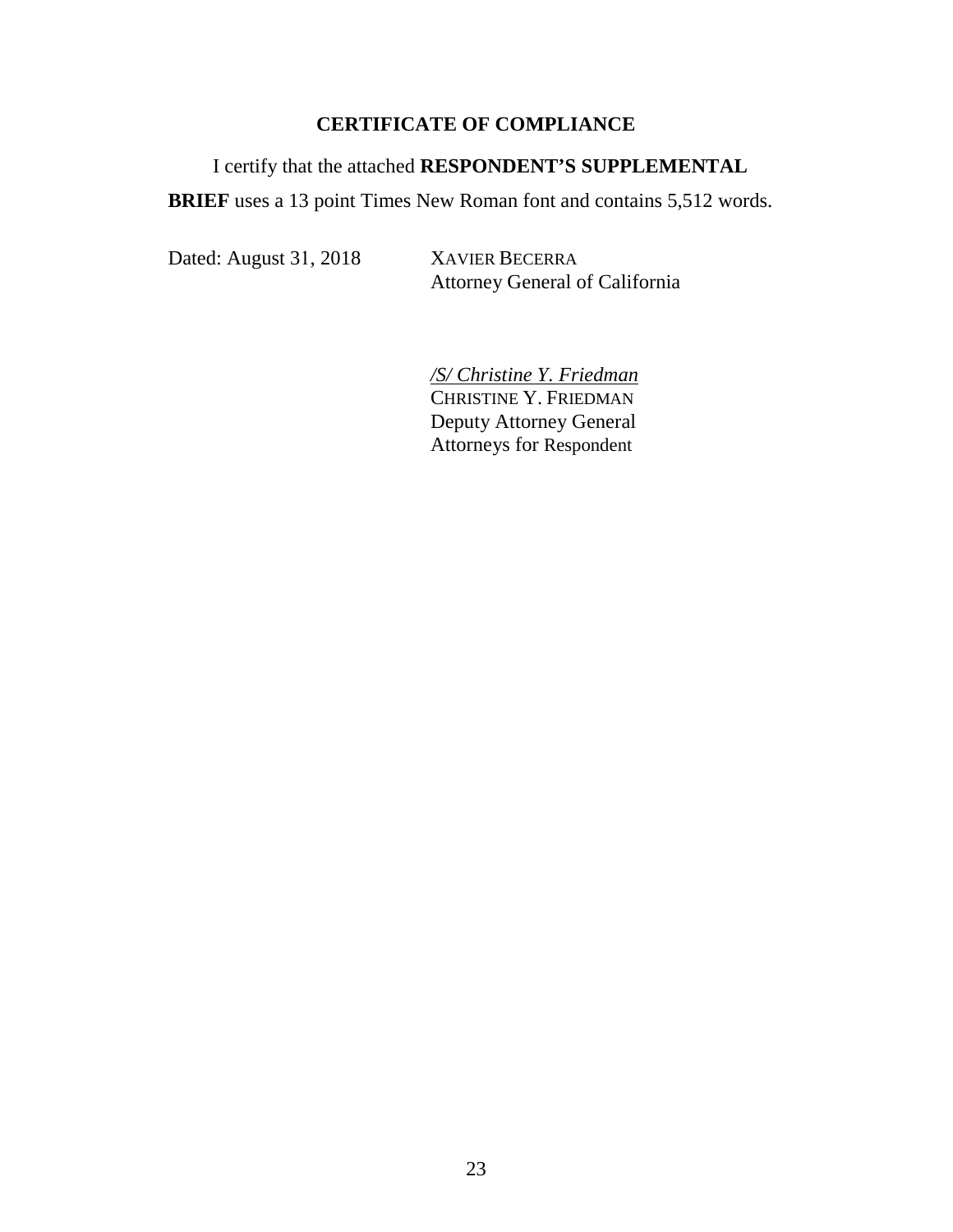## CERTIFICATE OF COMPLIANCE

I certify that the attached **RESPONDENT'S SUPPLEMENTAL BRIEF** uses a 13 point Times New Roman font and contains 5,512 words.

Dated: August 31, 2018

XAVIER BECERRA
Attorney General of California

*/S/ Christine Y. Friedman*
CHRISTINE Y. FRIEDMAN
Deputy Attorney General
Attorneys for Respondent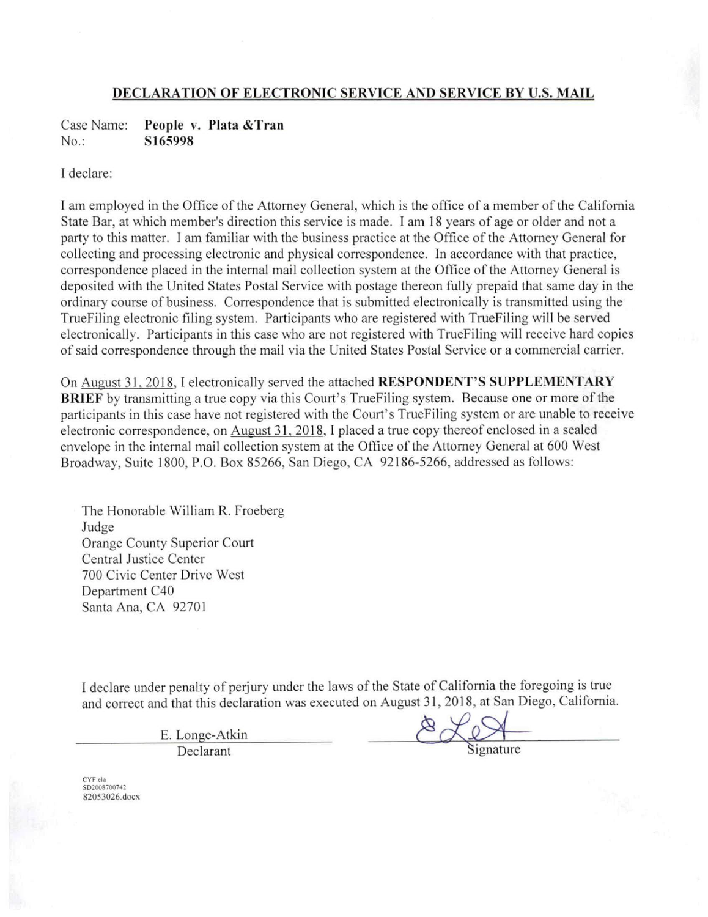## DECLARATION OF ELECTRONIC SERVICE AND SERVICE BY U.S. MAIL

Case Name: **People v. Plata &Tran**
No.: **S165998**

I declare:

I am employed in the Office of the Attorney General, which is the office of a member of the California State Bar, at which member's direction this service is made. I am 18 years of age or older and not a party to this matter. I am familiar with the business practice at the Office of the Attorney General for collecting and processing electronic and physical correspondence. In accordance with that practice, correspondence placed in the internal mail collection system at the Office of the Attorney General is deposited with the United States Postal Service with postage thereon fully prepaid that same day in the ordinary course of business. Correspondence that is submitted electronically is transmitted using the TrueFiling electronic filing system. Participants who are registered with TrueFiling will be served electronically. Participants in this case who are not registered with TrueFiling will receive hard copies of said correspondence through the mail via the United States Postal Service or a commercial carrier.

On August 31, 2018, I electronically served the attached **RESPONDENT'S SUPPLEMENTARY BRIEF** by transmitting a true copy via this Court's TrueFiling system. Because one or more of the participants in this case have not registered with the Court's TrueFiling system or are unable to receive electronic correspondence, on August 31, 2018, I placed a true copy thereof enclosed in a sealed envelope in the internal mail collection system at the Office of the Attorney General at 600 West Broadway, Suite 1800, P.O. Box 85266, San Diego, CA 92186-5266, addressed as follows:

The Honorable William R. Froeberg
Judge
Orange County Superior Court
Central Justice Center
700 Civic Center Drive West
Department C40
Santa Ana, CA 92701

I declare under penalty of perjury under the laws of the State of California the foregoing is true and correct and that this declaration was executed on August 31, 2018, at San Diego, California.

| E. Longe-Atkin | [signature] |
|---|---|
| Declarant | Signature |

CYF:ela
SD2008700742
82053026.docx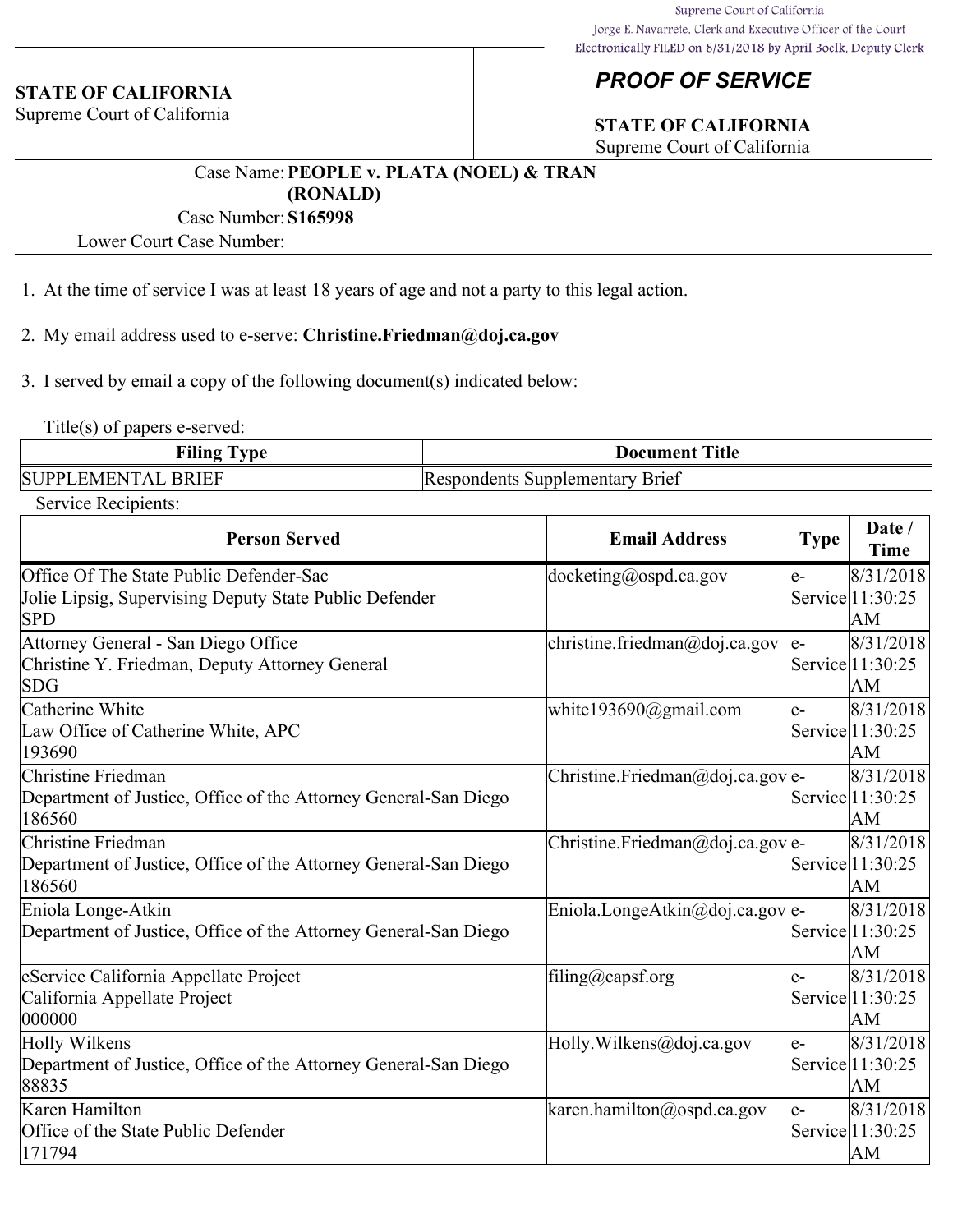Supreme Court of California
Jorge E. Navarrete, Clerk and Executive Officer of the Court
Electronically FILED on 8/31/2018 by April Boelk, Deputy Clerk

**STATE OF CALIFORNIA**
Supreme Court of California

## *PROOF OF SERVICE*

**STATE OF CALIFORNIA**
Supreme Court of California

Case Name: **PEOPLE v. PLATA (NOEL) & TRAN (RONALD)**
Case Number: **S165998**
Lower Court Case Number:

1. At the time of service I was at least 18 years of age and not a party to this legal action.

2. My email address used to e-serve: **Christine.Friedman@doj.ca.gov**

3. I served by email a copy of the following document(s) indicated below:

Title(s) of papers e-served:

| Filing Type | Document Title |
|---|---|
| SUPPLEMENTAL BRIEF | Respondents Supplementary Brief |

Service Recipients:

| Person Served | Email Address | Type | Date / Time |
|---|---|---|---|
| Office Of The State Public Defender-Sac<br>Jolie Lipsig, Supervising Deputy State Public Defender<br>SPD | docketing@ospd.ca.gov | e-Service | 8/31/2018 11:30:25 AM |
| Attorney General - San Diego Office<br>Christine Y. Friedman, Deputy Attorney General<br>SDG | christine.friedman@doj.ca.gov | e-Service | 8/31/2018 11:30:25 AM |
| Catherine White<br>Law Office of Catherine White, APC<br>193690 | white193690@gmail.com | e-Service | 8/31/2018 11:30:25 AM |
| Christine Friedman<br>Department of Justice, Office of the Attorney General-San Diego<br>186560 | Christine.Friedman@doj.ca.gov | e-Service | 8/31/2018 11:30:25 AM |
| Christine Friedman<br>Department of Justice, Office of the Attorney General-San Diego<br>186560 | Christine.Friedman@doj.ca.gov | e-Service | 8/31/2018 11:30:25 AM |
| Eniola Longe-Atkin<br>Department of Justice, Office of the Attorney General-San Diego | Eniola.LongeAtkin@doj.ca.gov | e-Service | 8/31/2018 11:30:25 AM |
| eService California Appellate Project<br>California Appellate Project<br>000000 | filing@capsf.org | e-Service | 8/31/2018 11:30:25 AM |
| Holly Wilkens<br>Department of Justice, Office of the Attorney General-San Diego<br>88835 | Holly.Wilkens@doj.ca.gov | e-Service | 8/31/2018 11:30:25 AM |
| Karen Hamilton<br>Office of the State Public Defender<br>171794 | karen.hamilton@ospd.ca.gov | e-Service | 8/31/2018 11:30:25 AM |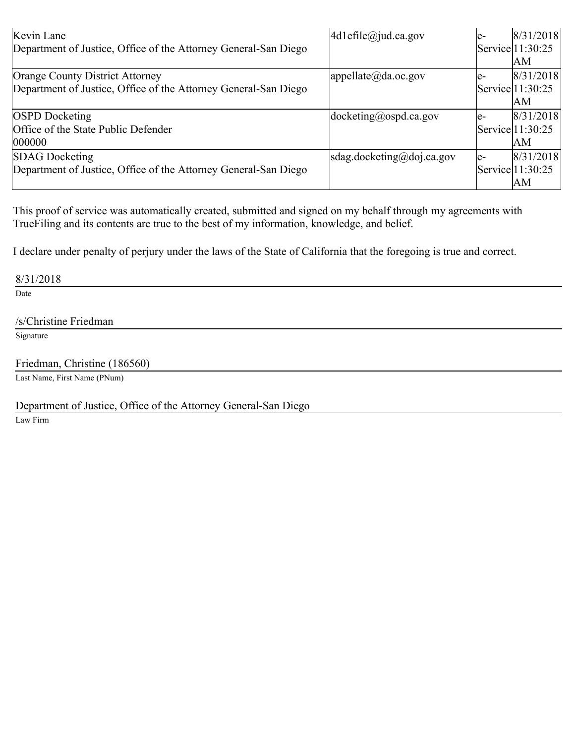| | | | |
|---|---|---|---|
| Kevin Lane<br>Department of Justice, Office of the Attorney General-San Diego | 4d1efile@jud.ca.gov | e-Service | 8/31/2018 11:30:25 AM |
| Orange County District Attorney<br>Department of Justice, Office of the Attorney General-San Diego | appellate@da.oc.gov | e-Service | 8/31/2018 11:30:25 AM |
| OSPD Docketing<br>Office of the State Public Defender<br>000000 | docketing@ospd.ca.gov | e-Service | 8/31/2018 11:30:25 AM |
| SDAG Docketing<br>Department of Justice, Office of the Attorney General-San Diego | sdag.docketing@doj.ca.gov | e-Service | 8/31/2018 11:30:25 AM |

This proof of service was automatically created, submitted and signed on my behalf through my agreements with TrueFiling and its contents are true to the best of my information, knowledge, and belief.

I declare under penalty of perjury under the laws of the State of California that the foregoing is true and correct.

8/31/2018
Date

/s/Christine Friedman
Signature

Friedman, Christine (186560)
Last Name, First Name (PNum)

Department of Justice, Office of the Attorney General-San Diego
Law Firm